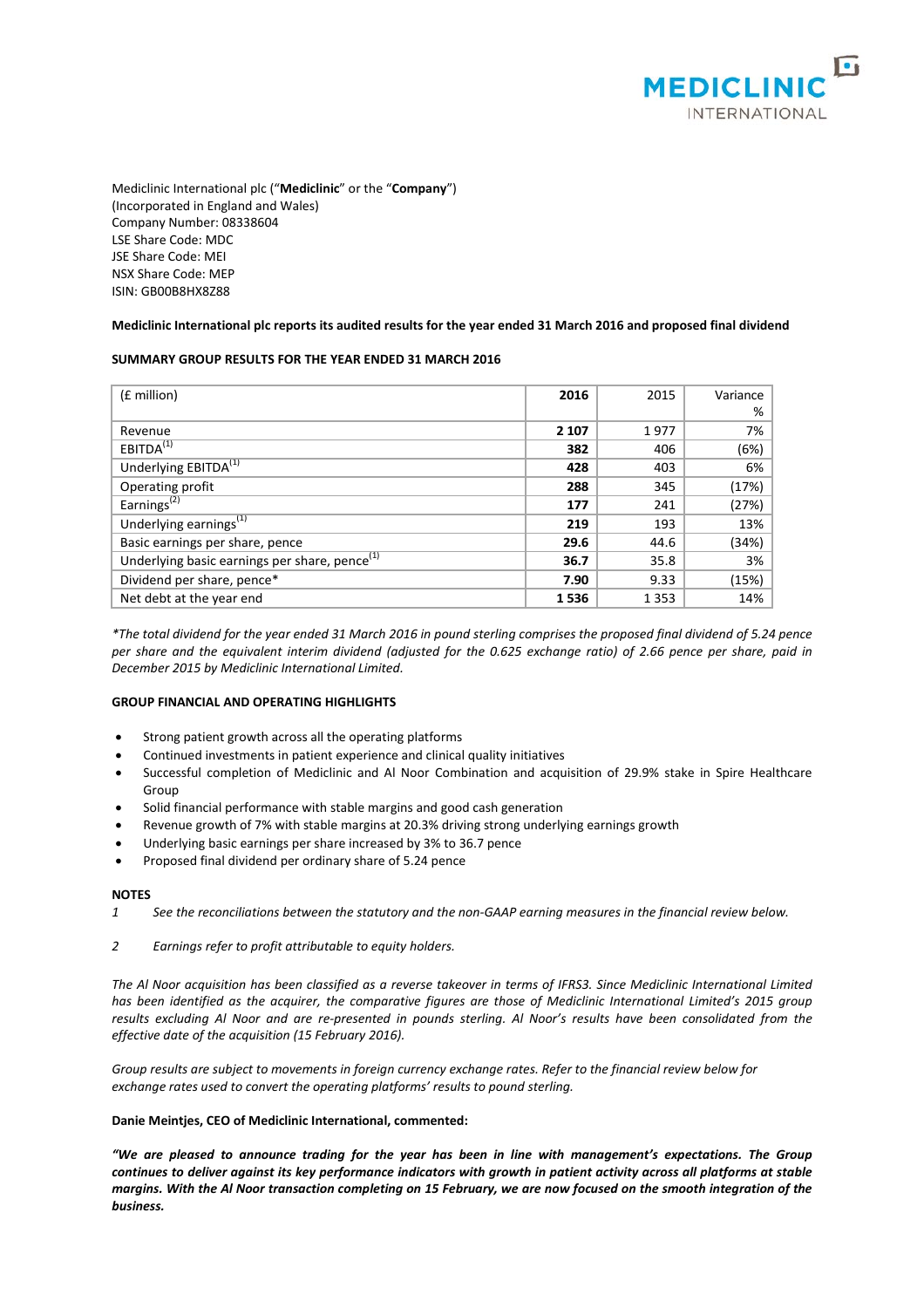MEDICLINIC INTERNATIONAL

Mediclinic International plc ("**Mediclinic**" or the "**Company**")
(Incorporated in England and Wales)
Company Number: 08338604
LSE Share Code: MDC
JSE Share Code: MEI
NSX Share Code: MEP
ISIN: GB00B8HX8Z88

**Mediclinic International plc reports its audited results for the year ended 31 March 2016 and proposed final dividend**

**SUMMARY GROUP RESULTS FOR THE YEAR ENDED 31 MARCH 2016**

| (£ million) | **2016** | 2015 | Variance % |
|---|---|---|---|
| Revenue | **2 107** | 1 977 | 7% |
| EBITDA[1] | **382** | 406 | (6%) |
| Underlying EBITDA[1] | **428** | 403 | 6% |
| Operating profit | **288** | 345 | (17%) |
| Earnings[2] | **177** | 241 | (27%) |
| Underlying earnings[1] | **219** | 193 | 13% |
| Basic earnings per share, pence | **29.6** | 44.6 | (34%) |
| Underlying basic earnings per share, pence[1] | **36.7** | 35.8 | 3% |
| Dividend per share, pence* | **7.90** | 9.33 | (15%) |
| Net debt at the year end | **1 536** | 1 353 | 14% |

*\*The total dividend for the year ended 31 March 2016 in pound sterling comprises the proposed final dividend of 5.24 pence per share and the equivalent interim dividend (adjusted for the 0.625 exchange ratio) of 2.66 pence per share, paid in December 2015 by Mediclinic International Limited.*

**GROUP FINANCIAL AND OPERATING HIGHLIGHTS**

- Strong patient growth across all the operating platforms
- Continued investments in patient experience and clinical quality initiatives
- Successful completion of Mediclinic and Al Noor Combination and acquisition of 29.9% stake in Spire Healthcare Group
- Solid financial performance with stable margins and good cash generation
- Revenue growth of 7% with stable margins at 20.3% driving strong underlying earnings growth
- Underlying basic earnings per share increased by 3% to 36.7 pence
- Proposed final dividend per ordinary share of 5.24 pence

**NOTES**

1 *See the reconciliations between the statutory and the non-GAAP earning measures in the financial review below.*

2 *Earnings refer to profit attributable to equity holders.*

*The Al Noor acquisition has been classified as a reverse takeover in terms of IFRS3. Since Mediclinic International Limited has been identified as the acquirer, the comparative figures are those of Mediclinic International Limited's 2015 group results excluding Al Noor and are re-presented in pounds sterling. Al Noor's results have been consolidated from the effective date of the acquisition (15 February 2016).*

*Group results are subject to movements in foreign currency exchange rates. Refer to the financial review below for exchange rates used to convert the operating platforms' results to pound sterling.*

**Danie Meintjes, CEO of Mediclinic International, commented:**

***"We are pleased to announce trading for the year has been in line with management's expectations. The Group continues to deliver against its key performance indicators with growth in patient activity across all platforms at stable margins. With the Al Noor transaction completing on 15 February, we are now focused on the smooth integration of the business.***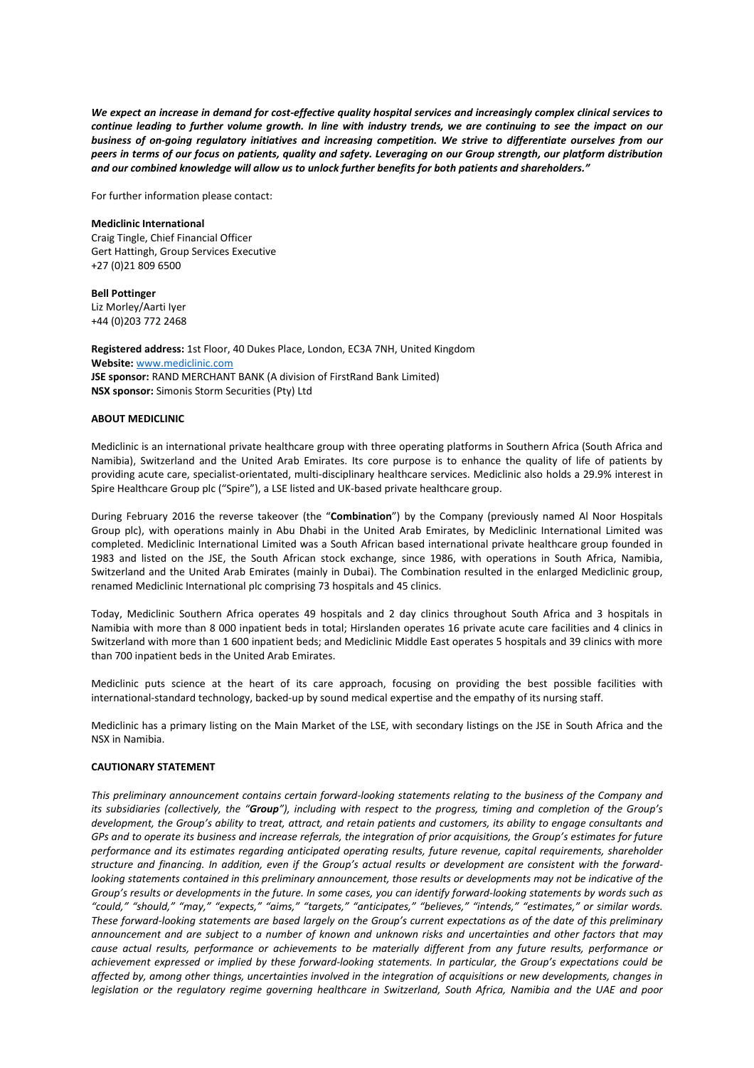***We expect an increase in demand for cost-effective quality hospital services and increasingly complex clinical services to continue leading to further volume growth. In line with industry trends, we are continuing to see the impact on our business of on-going regulatory initiatives and increasing competition. We strive to differentiate ourselves from our peers in terms of our focus on patients, quality and safety. Leveraging on our Group strength, our platform distribution and our combined knowledge will allow us to unlock further benefits for both patients and shareholders."***

For further information please contact:

**Mediclinic International**
Craig Tingle, Chief Financial Officer
Gert Hattingh, Group Services Executive
+27 (0)21 809 6500

**Bell Pottinger**
Liz Morley/Aarti Iyer
+44 (0)203 772 2468

**Registered address:** 1st Floor, 40 Dukes Place, London, EC3A 7NH, United Kingdom
**Website:** www.mediclinic.com
**JSE sponsor:** RAND MERCHANT BANK (A division of FirstRand Bank Limited)
**NSX sponsor:** Simonis Storm Securities (Pty) Ltd

**ABOUT MEDICLINIC**

Mediclinic is an international private healthcare group with three operating platforms in Southern Africa (South Africa and Namibia), Switzerland and the United Arab Emirates. Its core purpose is to enhance the quality of life of patients by providing acute care, specialist-orientated, multi-disciplinary healthcare services. Mediclinic also holds a 29.9% interest in Spire Healthcare Group plc ("Spire"), a LSE listed and UK-based private healthcare group.

During February 2016 the reverse takeover (the "**Combination**") by the Company (previously named Al Noor Hospitals Group plc), with operations mainly in Abu Dhabi in the United Arab Emirates, by Mediclinic International Limited was completed. Mediclinic International Limited was a South African based international private healthcare group founded in 1983 and listed on the JSE, the South African stock exchange, since 1986, with operations in South Africa, Namibia, Switzerland and the United Arab Emirates (mainly in Dubai). The Combination resulted in the enlarged Mediclinic group, renamed Mediclinic International plc comprising 73 hospitals and 45 clinics.

Today, Mediclinic Southern Africa operates 49 hospitals and 2 day clinics throughout South Africa and 3 hospitals in Namibia with more than 8 000 inpatient beds in total; Hirslanden operates 16 private acute care facilities and 4 clinics in Switzerland with more than 1 600 inpatient beds; and Mediclinic Middle East operates 5 hospitals and 39 clinics with more than 700 inpatient beds in the United Arab Emirates.

Mediclinic puts science at the heart of its care approach, focusing on providing the best possible facilities with international-standard technology, backed-up by sound medical expertise and the empathy of its nursing staff.

Mediclinic has a primary listing on the Main Market of the LSE, with secondary listings on the JSE in South Africa and the NSX in Namibia.

**CAUTIONARY STATEMENT**

*This preliminary announcement contains certain forward-looking statements relating to the business of the Company and its subsidiaries (collectively, the "**Group**"), including with respect to the progress, timing and completion of the Group's development, the Group's ability to treat, attract, and retain patients and customers, its ability to engage consultants and GPs and to operate its business and increase referrals, the integration of prior acquisitions, the Group's estimates for future performance and its estimates regarding anticipated operating results, future revenue, capital requirements, shareholder structure and financing. In addition, even if the Group's actual results or development are consistent with the forward-looking statements contained in this preliminary announcement, those results or developments may not be indicative of the Group's results or developments in the future. In some cases, you can identify forward-looking statements by words such as "could," "should," "may," "expects," "aims," "targets," "anticipates," "believes," "intends," "estimates," or similar words. These forward-looking statements are based largely on the Group's current expectations as of the date of this preliminary announcement and are subject to a number of known and unknown risks and uncertainties and other factors that may cause actual results, performance or achievements to be materially different from any future results, performance or achievement expressed or implied by these forward-looking statements. In particular, the Group's expectations could be affected by, among other things, uncertainties involved in the integration of acquisitions or new developments, changes in legislation or the regulatory regime governing healthcare in Switzerland, South Africa, Namibia and the UAE and poor*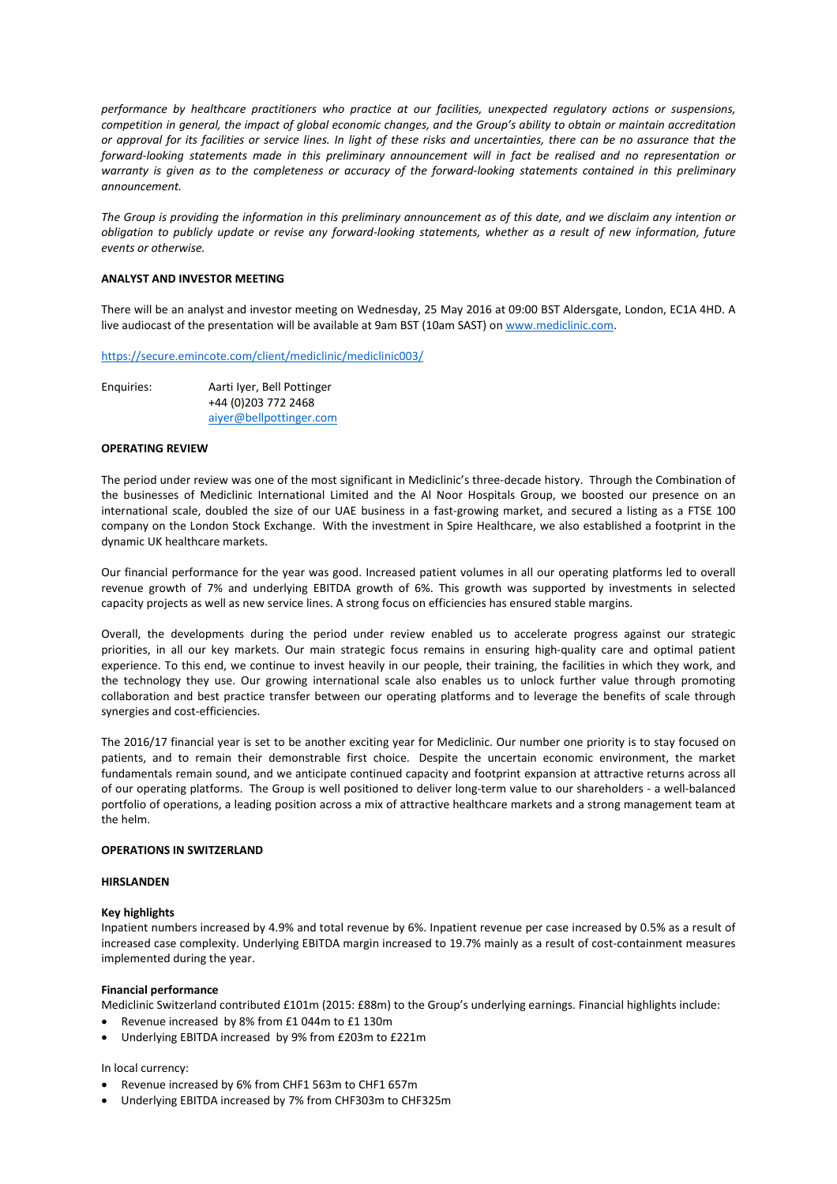*performance by healthcare practitioners who practice at our facilities, unexpected regulatory actions or suspensions, competition in general, the impact of global economic changes, and the Group's ability to obtain or maintain accreditation or approval for its facilities or service lines. In light of these risks and uncertainties, there can be no assurance that the forward-looking statements made in this preliminary announcement will in fact be realised and no representation or warranty is given as to the completeness or accuracy of the forward-looking statements contained in this preliminary announcement.*

*The Group is providing the information in this preliminary announcement as of this date, and we disclaim any intention or obligation to publicly update or revise any forward-looking statements, whether as a result of new information, future events or otherwise.*

**ANALYST AND INVESTOR MEETING**

There will be an analyst and investor meeting on Wednesday, 25 May 2016 at 09:00 BST Aldersgate, London, EC1A 4HD. A live audiocast of the presentation will be available at 9am BST (10am SAST) on www.mediclinic.com.

https://secure.emincote.com/client/mediclinic/mediclinic003/

Enquiries: Aarti Iyer, Bell Pottinger
+44 (0)203 772 2468
aiyer@bellpottinger.com

**OPERATING REVIEW**

The period under review was one of the most significant in Mediclinic's three-decade history. Through the Combination of the businesses of Mediclinic International Limited and the Al Noor Hospitals Group, we boosted our presence on an international scale, doubled the size of our UAE business in a fast-growing market, and secured a listing as a FTSE 100 company on the London Stock Exchange. With the investment in Spire Healthcare, we also established a footprint in the dynamic UK healthcare markets.

Our financial performance for the year was good. Increased patient volumes in all our operating platforms led to overall revenue growth of 7% and underlying EBITDA growth of 6%. This growth was supported by investments in selected capacity projects as well as new service lines. A strong focus on efficiencies has ensured stable margins.

Overall, the developments during the period under review enabled us to accelerate progress against our strategic priorities, in all our key markets. Our main strategic focus remains in ensuring high-quality care and optimal patient experience. To this end, we continue to invest heavily in our people, their training, the facilities in which they work, and the technology they use. Our growing international scale also enables us to unlock further value through promoting collaboration and best practice transfer between our operating platforms and to leverage the benefits of scale through synergies and cost-efficiencies.

The 2016/17 financial year is set to be another exciting year for Mediclinic. Our number one priority is to stay focused on patients, and to remain their demonstrable first choice. Despite the uncertain economic environment, the market fundamentals remain sound, and we anticipate continued capacity and footprint expansion at attractive returns across all of our operating platforms. The Group is well positioned to deliver long-term value to our shareholders - a well-balanced portfolio of operations, a leading position across a mix of attractive healthcare markets and a strong management team at the helm.

**OPERATIONS IN SWITZERLAND**

**HIRSLANDEN**

**Key highlights**

Inpatient numbers increased by 4.9% and total revenue by 6%. Inpatient revenue per case increased by 0.5% as a result of increased case complexity. Underlying EBITDA margin increased to 19.7% mainly as a result of cost-containment measures implemented during the year.

**Financial performance**

Mediclinic Switzerland contributed £101m (2015: £88m) to the Group's underlying earnings. Financial highlights include:

- Revenue increased by 8% from £1 044m to £1 130m
- Underlying EBITDA increased by 9% from £203m to £221m

In local currency:

- Revenue increased by 6% from CHF1 563m to CHF1 657m
- Underlying EBITDA increased by 7% from CHF303m to CHF325m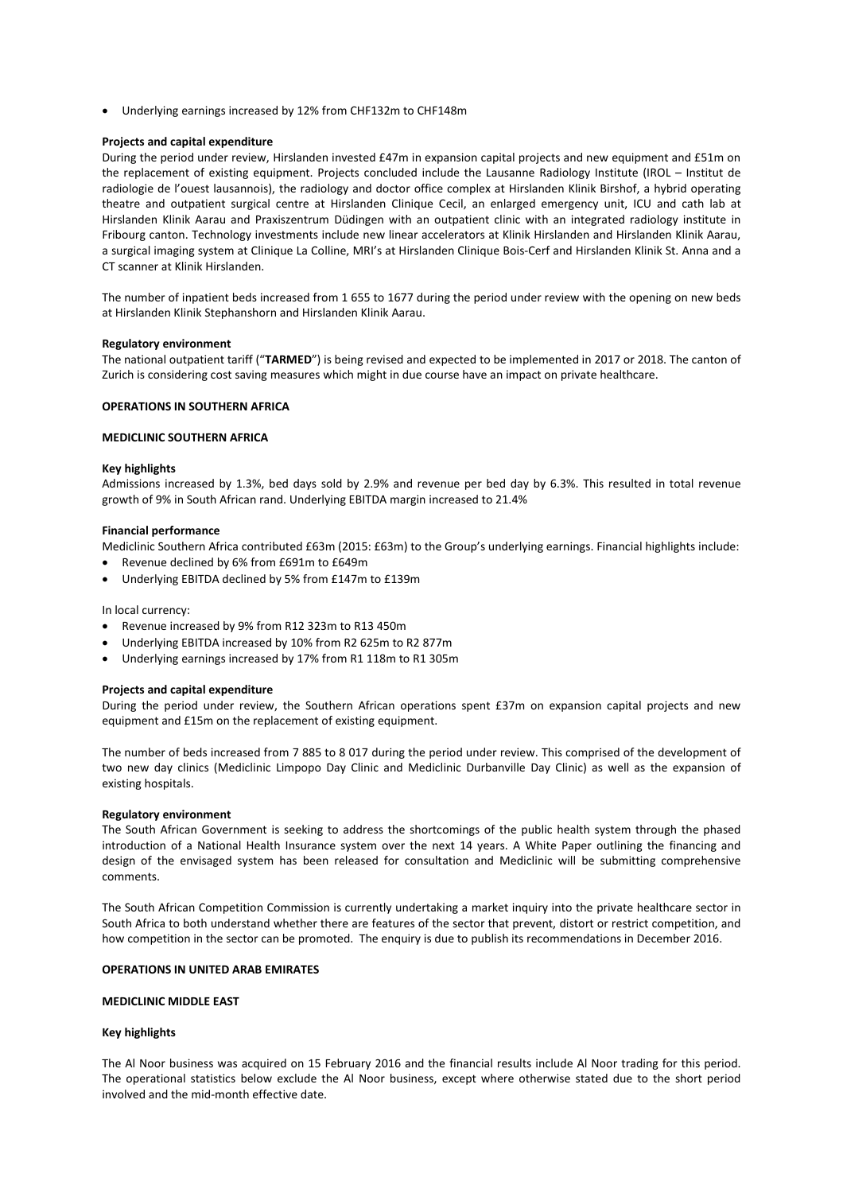- Underlying earnings increased by 12% from CHF132m to CHF148m

**Projects and capital expenditure**

During the period under review, Hirslanden invested £47m in expansion capital projects and new equipment and £51m on the replacement of existing equipment. Projects concluded include the Lausanne Radiology Institute (IROL – Institut de radiologie de l'ouest lausannois), the radiology and doctor office complex at Hirslanden Klinik Birshof, a hybrid operating theatre and outpatient surgical centre at Hirslanden Clinique Cecil, an enlarged emergency unit, ICU and cath lab at Hirslanden Klinik Aarau and Praxiszentrum Düdingen with an outpatient clinic with an integrated radiology institute in Fribourg canton. Technology investments include new linear accelerators at Klinik Hirslanden and Hirslanden Klinik Aarau, a surgical imaging system at Clinique La Colline, MRI's at Hirslanden Clinique Bois-Cerf and Hirslanden Klinik St. Anna and a CT scanner at Klinik Hirslanden.

The number of inpatient beds increased from 1 655 to 1677 during the period under review with the opening on new beds at Hirslanden Klinik Stephanshorn and Hirslanden Klinik Aarau.

**Regulatory environment**

The national outpatient tariff ("**TARMED**") is being revised and expected to be implemented in 2017 or 2018. The canton of Zurich is considering cost saving measures which might in due course have an impact on private healthcare.

## OPERATIONS IN SOUTHERN AFRICA

### MEDICLINIC SOUTHERN AFRICA

**Key highlights**

Admissions increased by 1.3%, bed days sold by 2.9% and revenue per bed day by 6.3%. This resulted in total revenue growth of 9% in South African rand. Underlying EBITDA margin increased to 21.4%

**Financial performance**

Mediclinic Southern Africa contributed £63m (2015: £63m) to the Group's underlying earnings. Financial highlights include:

- Revenue declined by 6% from £691m to £649m
- Underlying EBITDA declined by 5% from £147m to £139m

In local currency:

- Revenue increased by 9% from R12 323m to R13 450m
- Underlying EBITDA increased by 10% from R2 625m to R2 877m
- Underlying earnings increased by 17% from R1 118m to R1 305m

**Projects and capital expenditure**

During the period under review, the Southern African operations spent £37m on expansion capital projects and new equipment and £15m on the replacement of existing equipment.

The number of beds increased from 7 885 to 8 017 during the period under review. This comprised of the development of two new day clinics (Mediclinic Limpopo Day Clinic and Mediclinic Durbanville Day Clinic) as well as the expansion of existing hospitals.

**Regulatory environment**

The South African Government is seeking to address the shortcomings of the public health system through the phased introduction of a National Health Insurance system over the next 14 years. A White Paper outlining the financing and design of the envisaged system has been released for consultation and Mediclinic will be submitting comprehensive comments.

The South African Competition Commission is currently undertaking a market inquiry into the private healthcare sector in South Africa to both understand whether there are features of the sector that prevent, distort or restrict competition, and how competition in the sector can be promoted. The enquiry is due to publish its recommendations in December 2016.

## OPERATIONS IN UNITED ARAB EMIRATES

### MEDICLINIC MIDDLE EAST

**Key highlights**

The Al Noor business was acquired on 15 February 2016 and the financial results include Al Noor trading for this period. The operational statistics below exclude the Al Noor business, except where otherwise stated due to the short period involved and the mid-month effective date.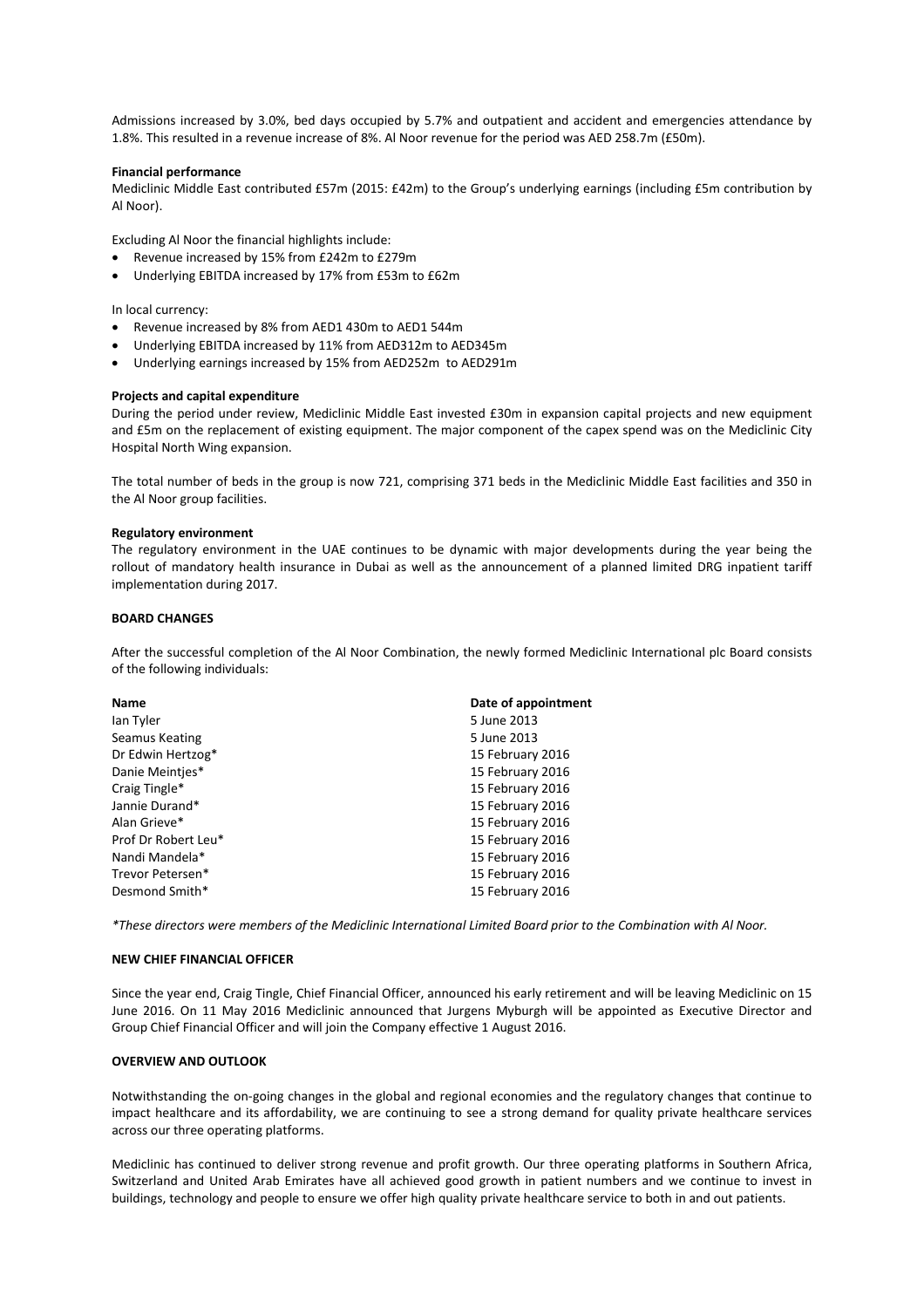Admissions increased by 3.0%, bed days occupied by 5.7% and outpatient and accident and emergencies attendance by 1.8%. This resulted in a revenue increase of 8%. Al Noor revenue for the period was AED 258.7m (£50m).

**Financial performance**

Mediclinic Middle East contributed £57m (2015: £42m) to the Group's underlying earnings (including £5m contribution by Al Noor).

Excluding Al Noor the financial highlights include:

- Revenue increased by 15% from £242m to £279m
- Underlying EBITDA increased by 17% from £53m to £62m

In local currency:

- Revenue increased by 8% from AED1 430m to AED1 544m
- Underlying EBITDA increased by 11% from AED312m to AED345m
- Underlying earnings increased by 15% from AED252m to AED291m

**Projects and capital expenditure**

During the period under review, Mediclinic Middle East invested £30m in expansion capital projects and new equipment and £5m on the replacement of existing equipment. The major component of the capex spend was on the Mediclinic City Hospital North Wing expansion.

The total number of beds in the group is now 721, comprising 371 beds in the Mediclinic Middle East facilities and 350 in the Al Noor group facilities.

**Regulatory environment**

The regulatory environment in the UAE continues to be dynamic with major developments during the year being the rollout of mandatory health insurance in Dubai as well as the announcement of a planned limited DRG inpatient tariff implementation during 2017.

**BOARD CHANGES**

After the successful completion of the Al Noor Combination, the newly formed Mediclinic International plc Board consists of the following individuals:

| Name | Date of appointment |
|---|---|
| Ian Tyler | 5 June 2013 |
| Seamus Keating | 5 June 2013 |
| Dr Edwin Hertzog* | 15 February 2016 |
| Danie Meintjes* | 15 February 2016 |
| Craig Tingle* | 15 February 2016 |
| Jannie Durand* | 15 February 2016 |
| Alan Grieve* | 15 February 2016 |
| Prof Dr Robert Leu* | 15 February 2016 |
| Nandi Mandela* | 15 February 2016 |
| Trevor Petersen* | 15 February 2016 |
| Desmond Smith* | 15 February 2016 |

*\*These directors were members of the Mediclinic International Limited Board prior to the Combination with Al Noor.*

**NEW CHIEF FINANCIAL OFFICER**

Since the year end, Craig Tingle, Chief Financial Officer, announced his early retirement and will be leaving Mediclinic on 15 June 2016. On 11 May 2016 Mediclinic announced that Jurgens Myburgh will be appointed as Executive Director and Group Chief Financial Officer and will join the Company effective 1 August 2016.

**OVERVIEW AND OUTLOOK**

Notwithstanding the on-going changes in the global and regional economies and the regulatory changes that continue to impact healthcare and its affordability, we are continuing to see a strong demand for quality private healthcare services across our three operating platforms.

Mediclinic has continued to deliver strong revenue and profit growth. Our three operating platforms in Southern Africa, Switzerland and United Arab Emirates have all achieved good growth in patient numbers and we continue to invest in buildings, technology and people to ensure we offer high quality private healthcare service to both in and out patients.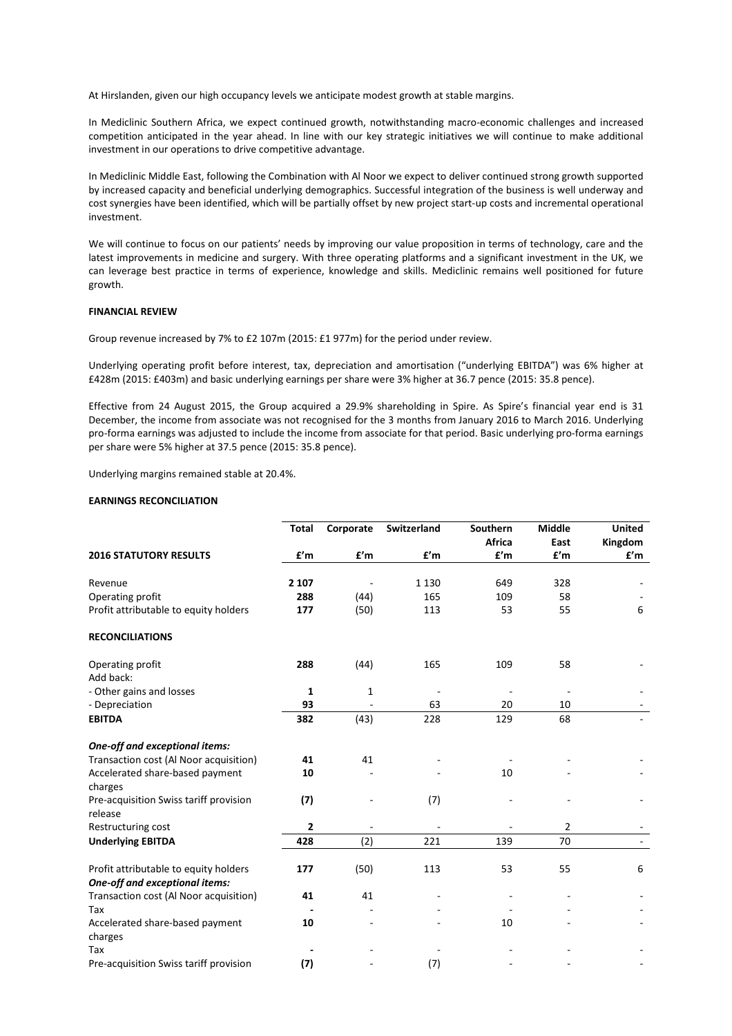At Hirslanden, given our high occupancy levels we anticipate modest growth at stable margins.

In Mediclinic Southern Africa, we expect continued growth, notwithstanding macro-economic challenges and increased competition anticipated in the year ahead. In line with our key strategic initiatives we will continue to make additional investment in our operations to drive competitive advantage.

In Mediclinic Middle East, following the Combination with Al Noor we expect to deliver continued strong growth supported by increased capacity and beneficial underlying demographics. Successful integration of the business is well underway and cost synergies have been identified, which will be partially offset by new project start-up costs and incremental operational investment.

We will continue to focus on our patients' needs by improving our value proposition in terms of technology, care and the latest improvements in medicine and surgery. With three operating platforms and a significant investment in the UK, we can leverage best practice in terms of experience, knowledge and skills. Mediclinic remains well positioned for future growth.

**FINANCIAL REVIEW**

Group revenue increased by 7% to £2 107m (2015: £1 977m) for the period under review.

Underlying operating profit before interest, tax, depreciation and amortisation ("underlying EBITDA") was 6% higher at £428m (2015: £403m) and basic underlying earnings per share were 3% higher at 36.7 pence (2015: 35.8 pence).

Effective from 24 August 2015, the Group acquired a 29.9% shareholding in Spire. As Spire's financial year end is 31 December, the income from associate was not recognised for the 3 months from January 2016 to March 2016. Underlying pro-forma earnings was adjusted to include the income from associate for that period. Basic underlying pro-forma earnings per share were 5% higher at 37.5 pence (2015: 35.8 pence).

Underlying margins remained stable at 20.4%.

**EARNINGS RECONCILIATION**

| **2016 STATUTORY RESULTS** | **Total** £'m | **Corporate** £'m | **Switzerland** £'m | **Southern Africa** £'m | **Middle East** £'m | **United Kingdom** £'m |
|---|---|---|---|---|---|---|
| Revenue | **2 107** | - | 1 130 | 649 | 328 | - |
| Operating profit | **288** | (44) | 165 | 109 | 58 | - |
| Profit attributable to equity holders | **177** | (50) | 113 | 53 | 55 | 6 |
| **RECONCILIATIONS** | | | | | | |
| Operating profit | **288** | (44) | 165 | 109 | 58 | - |
| Add back: | | | | | | |
| - Other gains and losses | **1** | 1 | - | - | - | - |
| - Depreciation | **93** | - | 63 | 20 | 10 | - |
| **EBITDA** | **382** | (43) | 228 | 129 | 68 | - |
| ***One-off and exceptional items:*** | | | | | | |
| Transaction cost (Al Noor acquisition) | **41** | 41 | - | - | - | - |
| Accelerated share-based payment charges | **10** | - | - | 10 | - | - |
| Pre-acquisition Swiss tariff provision release | **(7)** | - | (7) | - | - | - |
| Restructuring cost | **2** | - | - | - | 2 | - |
| **Underlying EBITDA** | **428** | (2) | 221 | 139 | 70 | - |
| Profit attributable to equity holders | **177** | (50) | 113 | 53 | 55 | 6 |
| ***One-off and exceptional items:*** | | | | | | |
| Transaction cost (Al Noor acquisition) | **41** | 41 | - | - | - | - |
| Tax | **-** | - | - | - | - | - |
| Accelerated share-based payment charges | **10** | - | - | 10 | - | - |
| Tax | **-** | - | - | - | - | - |
| Pre-acquisition Swiss tariff provision | **(7)** | - | (7) | - | - | - |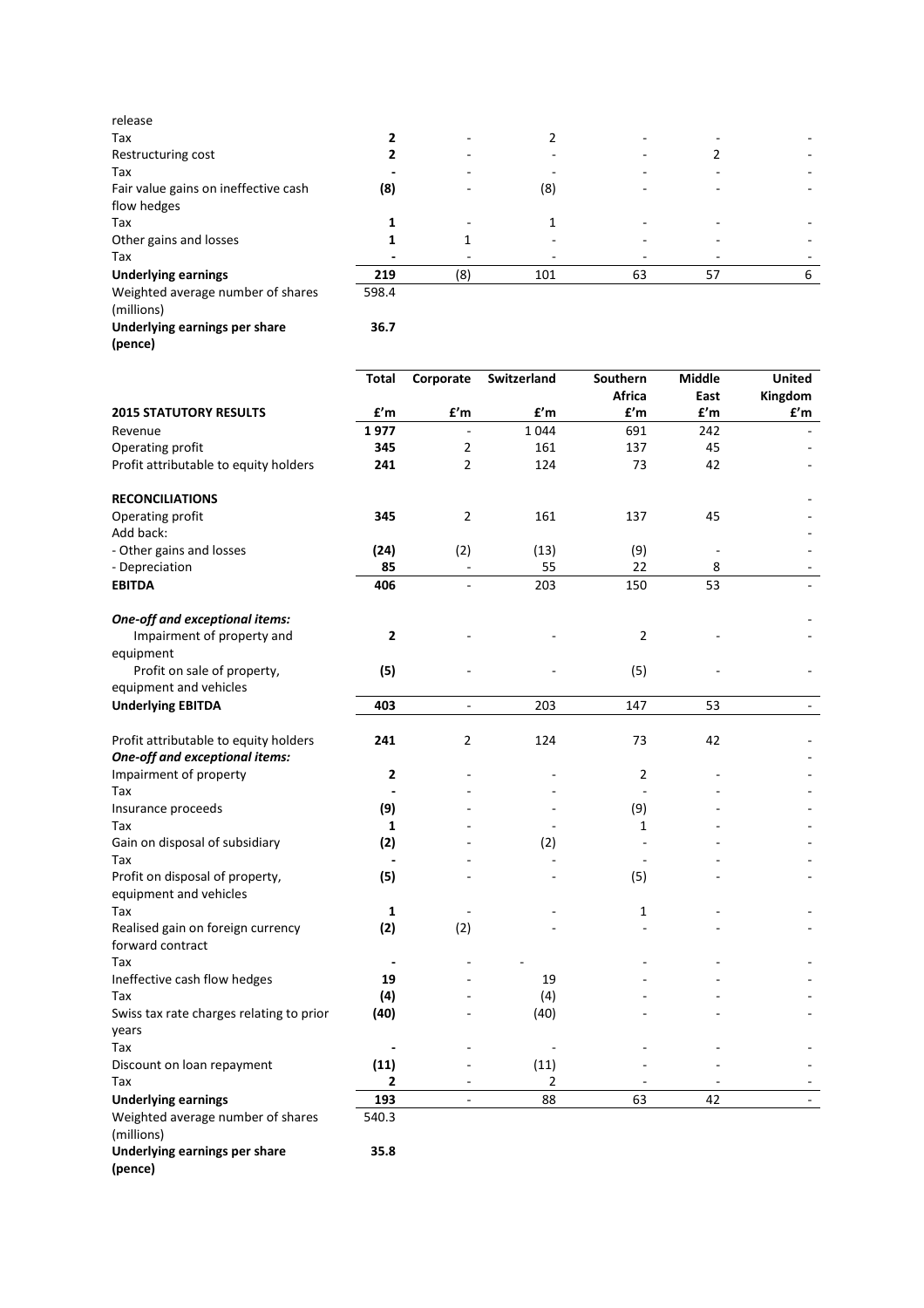| | | | | | | |
|---|---|---|---|---|---|---|
| release | | | | | | |
| Tax | **2** | - | 2 | - | - | - |
| Restructuring cost | **2** | - | - | - | 2 | - |
| Tax | **-** | - | - | - | - | - |
| Fair value gains on ineffective cash flow hedges | **(8)** | - | (8) | - | - | - |
| Tax | **1** | - | 1 | - | - | - |
| Other gains and losses | **1** | 1 | - | - | - | - |
| Tax | **-** | - | - | - | - | - |
| **Underlying earnings** | **219** | (8) | 101 | 63 | 57 | 6 |
| Weighted average number of shares (millions) | 598.4 | | | | | |
| **Underlying earnings per share (pence)** | **36.7** | | | | | |

| **2015 STATUTORY RESULTS** | **Total** £'m | **Corporate** £'m | **Switzerland** £'m | **Southern Africa** £'m | **Middle East** £'m | **United Kingdom** £'m |
|---|---|---|---|---|---|---|
| Revenue | **1 977** | - | 1 044 | 691 | 242 | - |
| Operating profit | **345** | 2 | 161 | 137 | 45 | - |
| Profit attributable to equity holders | **241** | 2 | 124 | 73 | 42 | - |
| | | | | | | |
| **RECONCILIATIONS** | | | | | | - |
| Operating profit | **345** | 2 | 161 | 137 | 45 | - |
| Add back: | | | | | | - |
| - Other gains and losses | **(24)** | (2) | (13) | (9) | - | - |
| - Depreciation | **85** | - | 55 | 22 | 8 | - |
| **EBITDA** | **406** | - | 203 | 150 | 53 | - |
| | | | | | | |
| ***One-off and exceptional items:*** | | | | | | - |
| Impairment of property and equipment | **2** | - | - | 2 | - | - |
| Profit on sale of property, equipment and vehicles | **(5)** | - | - | (5) | - | - |
| **Underlying EBITDA** | **403** | - | 203 | 147 | 53 | - |
| | | | | | | |
| Profit attributable to equity holders | **241** | 2 | 124 | 73 | 42 | - |
| ***One-off and exceptional items:*** | | | | | | - |
| Impairment of property | **2** | - | - | 2 | - | - |
| Tax | **-** | - | - | - | - | - |
| Insurance proceeds | **(9)** | - | - | (9) | - | - |
| Tax | **1** | - | - | 1 | - | - |
| Gain on disposal of subsidiary | **(2)** | - | (2) | - | - | - |
| Tax | **-** | - | - | - | - | - |
| Profit on disposal of property, equipment and vehicles | **(5)** | - | - | (5) | - | - |
| Tax | **1** | - | - | 1 | - | - |
| Realised gain on foreign currency forward contract | **(2)** | (2) | - | - | - | - |
| Tax | **-** | - | - | - | - | - |
| Ineffective cash flow hedges | **19** | - | 19 | - | - | - |
| Tax | **(4)** | - | (4) | - | - | - |
| Swiss tax rate charges relating to prior years | **(40)** | - | (40) | - | - | - |
| Tax | **-** | - | - | - | - | - |
| Discount on loan repayment | **(11)** | - | (11) | - | - | - |
| Tax | **2** | - | 2 | - | - | - |
| **Underlying earnings** | **193** | - | 88 | 63 | 42 | - |
| Weighted average number of shares (millions) | 540.3 | | | | | |
| **Underlying earnings per share (pence)** | **35.8** | | | | | |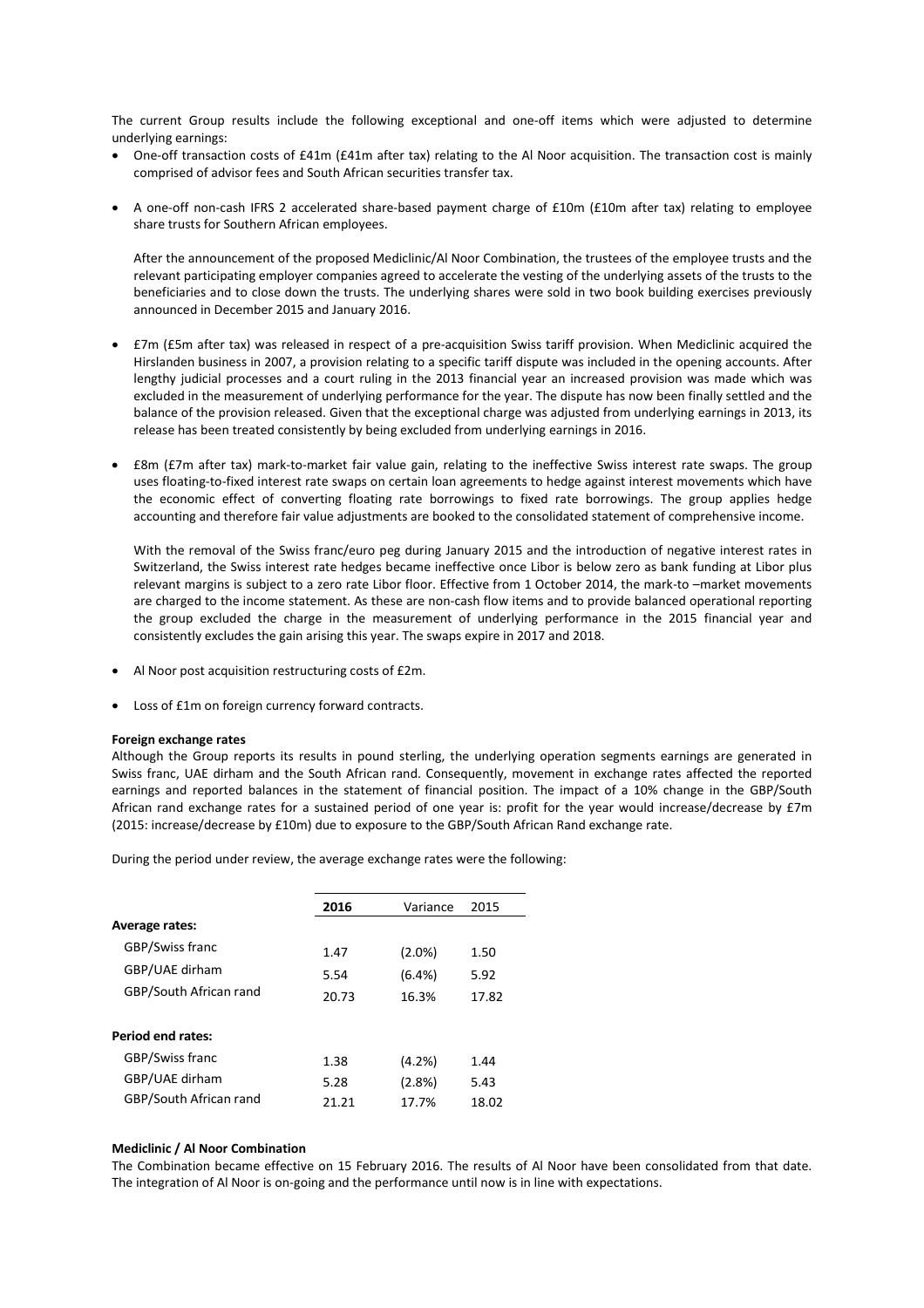The current Group results include the following exceptional and one-off items which were adjusted to determine underlying earnings:

- One-off transaction costs of £41m (£41m after tax) relating to the Al Noor acquisition. The transaction cost is mainly comprised of advisor fees and South African securities transfer tax.

- A one-off non-cash IFRS 2 accelerated share-based payment charge of £10m (£10m after tax) relating to employee share trusts for Southern African employees.

  After the announcement of the proposed Mediclinic/Al Noor Combination, the trustees of the employee trusts and the relevant participating employer companies agreed to accelerate the vesting of the underlying assets of the trusts to the beneficiaries and to close down the trusts. The underlying shares were sold in two book building exercises previously announced in December 2015 and January 2016.

- £7m (£5m after tax) was released in respect of a pre-acquisition Swiss tariff provision. When Mediclinic acquired the Hirslanden business in 2007, a provision relating to a specific tariff dispute was included in the opening accounts. After lengthy judicial processes and a court ruling in the 2013 financial year an increased provision was made which was excluded in the measurement of underlying performance for the year. The dispute has now been finally settled and the balance of the provision released. Given that the exceptional charge was adjusted from underlying earnings in 2013, its release has been treated consistently by being excluded from underlying earnings in 2016.

- £8m (£7m after tax) mark-to-market fair value gain, relating to the ineffective Swiss interest rate swaps. The group uses floating-to-fixed interest rate swaps on certain loan agreements to hedge against interest movements which have the economic effect of converting floating rate borrowings to fixed rate borrowings. The group applies hedge accounting and therefore fair value adjustments are booked to the consolidated statement of comprehensive income.

  With the removal of the Swiss franc/euro peg during January 2015 and the introduction of negative interest rates in Switzerland, the Swiss interest rate hedges became ineffective once Libor is below zero as bank funding at Libor plus relevant margins is subject to a zero rate Libor floor. Effective from 1 October 2014, the mark-to –market movements are charged to the income statement. As these are non-cash flow items and to provide balanced operational reporting the group excluded the charge in the measurement of underlying performance in the 2015 financial year and consistently excludes the gain arising this year. The swaps expire in 2017 and 2018.

- Al Noor post acquisition restructuring costs of £2m.

- Loss of £1m on foreign currency forward contracts.

**Foreign exchange rates**

Although the Group reports its results in pound sterling, the underlying operation segments earnings are generated in Swiss franc, UAE dirham and the South African rand. Consequently, movement in exchange rates affected the reported earnings and reported balances in the statement of financial position. The impact of a 10% change in the GBP/South African rand exchange rates for a sustained period of one year is: profit for the year would increase/decrease by £7m (2015: increase/decrease by £10m) due to exposure to the GBP/South African Rand exchange rate.

During the period under review, the average exchange rates were the following:

| | 2016 | Variance | 2015 |
|---|---|---|---|
| **Average rates:** | | | |
| GBP/Swiss franc | 1.47 | (2.0%) | 1.50 |
| GBP/UAE dirham | 5.54 | (6.4%) | 5.92 |
| GBP/South African rand | 20.73 | 16.3% | 17.82 |
| **Period end rates:** | | | |
| GBP/Swiss franc | 1.38 | (4.2%) | 1.44 |
| GBP/UAE dirham | 5.28 | (2.8%) | 5.43 |
| GBP/South African rand | 21.21 | 17.7% | 18.02 |

**Mediclinic / Al Noor Combination**

The Combination became effective on 15 February 2016. The results of Al Noor have been consolidated from that date. The integration of Al Noor is on-going and the performance until now is in line with expectations.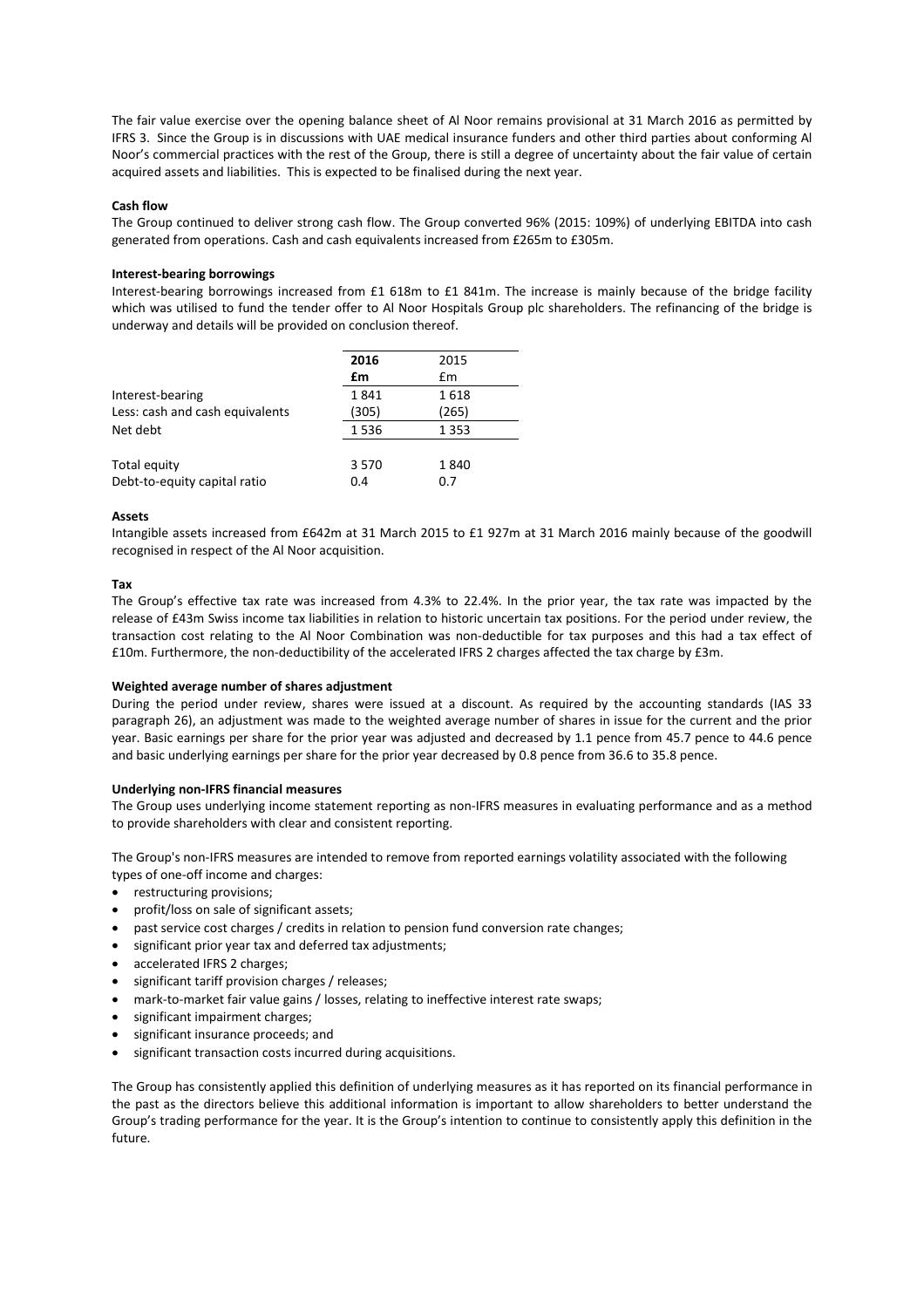The fair value exercise over the opening balance sheet of Al Noor remains provisional at 31 March 2016 as permitted by IFRS 3. Since the Group is in discussions with UAE medical insurance funders and other third parties about conforming Al Noor's commercial practices with the rest of the Group, there is still a degree of uncertainty about the fair value of certain acquired assets and liabilities. This is expected to be finalised during the next year.

**Cash flow**

The Group continued to deliver strong cash flow. The Group converted 96% (2015: 109%) of underlying EBITDA into cash generated from operations. Cash and cash equivalents increased from £265m to £305m.

**Interest-bearing borrowings**

Interest-bearing borrowings increased from £1 618m to £1 841m. The increase is mainly because of the bridge facility which was utilised to fund the tender offer to Al Noor Hospitals Group plc shareholders. The refinancing of the bridge is underway and details will be provided on conclusion thereof.

| | **2016** | 2015 |
|---|---|---|
| | **£m** | £m |
| Interest-bearing | 1 841 | 1 618 |
| Less: cash and cash equivalents | (305) | (265) |
| Net debt | 1 536 | 1 353 |
| | | |
| Total equity | 3 570 | 1 840 |
| Debt-to-equity capital ratio | 0.4 | 0.7 |

**Assets**

Intangible assets increased from £642m at 31 March 2015 to £1 927m at 31 March 2016 mainly because of the goodwill recognised in respect of the Al Noor acquisition.

**Tax**

The Group's effective tax rate was increased from 4.3% to 22.4%. In the prior year, the tax rate was impacted by the release of £43m Swiss income tax liabilities in relation to historic uncertain tax positions. For the period under review, the transaction cost relating to the Al Noor Combination was non-deductible for tax purposes and this had a tax effect of £10m. Furthermore, the non-deductibility of the accelerated IFRS 2 charges affected the tax charge by £3m.

**Weighted average number of shares adjustment**

During the period under review, shares were issued at a discount. As required by the accounting standards (IAS 33 paragraph 26), an adjustment was made to the weighted average number of shares in issue for the current and the prior year. Basic earnings per share for the prior year was adjusted and decreased by 1.1 pence from 45.7 pence to 44.6 pence and basic underlying earnings per share for the prior year decreased by 0.8 pence from 36.6 to 35.8 pence.

**Underlying non-IFRS financial measures**

The Group uses underlying income statement reporting as non-IFRS measures in evaluating performance and as a method to provide shareholders with clear and consistent reporting.

The Group's non-IFRS measures are intended to remove from reported earnings volatility associated with the following types of one-off income and charges:

- restructuring provisions;
- profit/loss on sale of significant assets;
- past service cost charges / credits in relation to pension fund conversion rate changes;
- significant prior year tax and deferred tax adjustments;
- accelerated IFRS 2 charges;
- significant tariff provision charges / releases;
- mark-to-market fair value gains / losses, relating to ineffective interest rate swaps;
- significant impairment charges;
- significant insurance proceeds; and
- significant transaction costs incurred during acquisitions.

The Group has consistently applied this definition of underlying measures as it has reported on its financial performance in the past as the directors believe this additional information is important to allow shareholders to better understand the Group's trading performance for the year. It is the Group's intention to continue to consistently apply this definition in the future.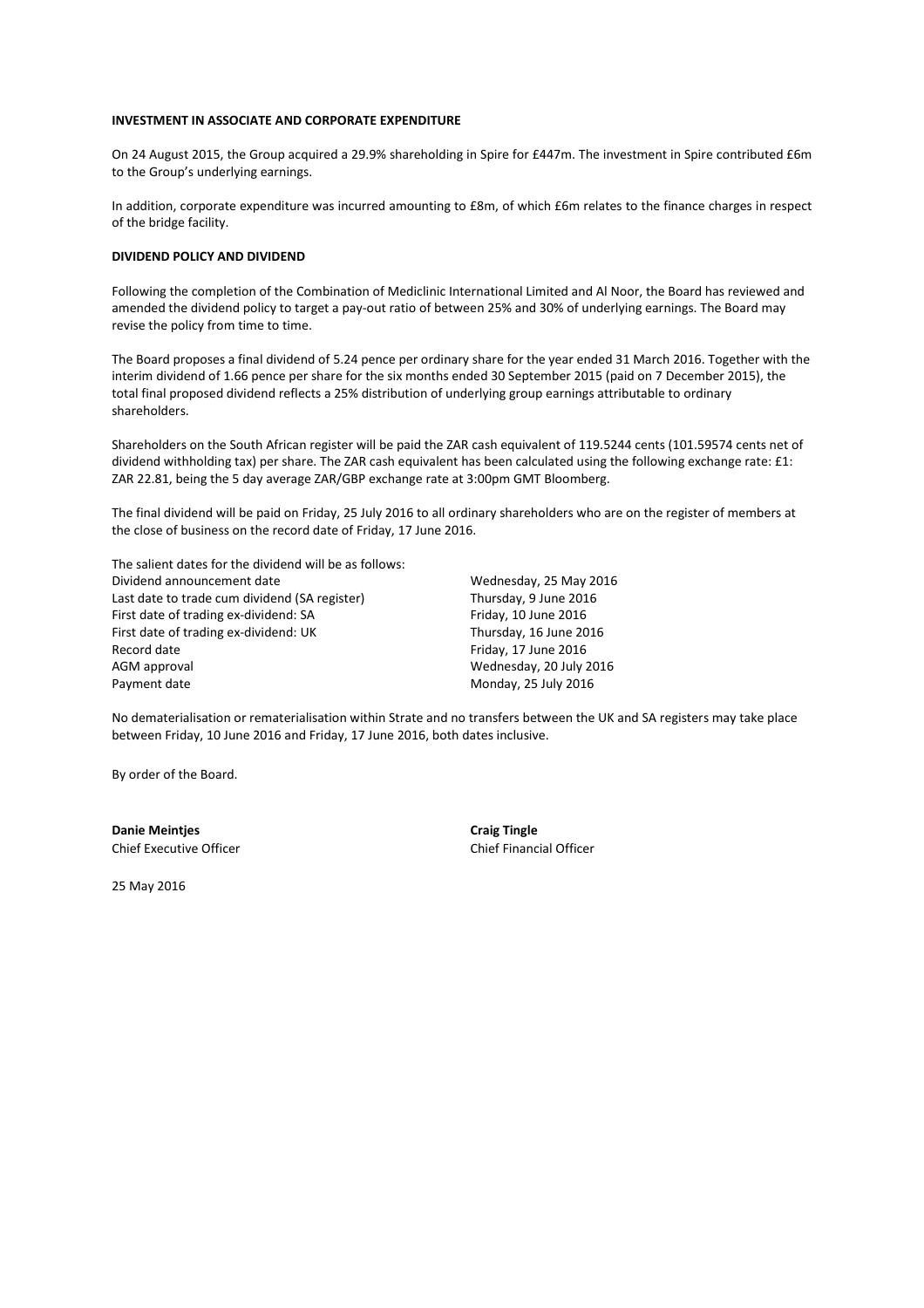**INVESTMENT IN ASSOCIATE AND CORPORATE EXPENDITURE**

On 24 August 2015, the Group acquired a 29.9% shareholding in Spire for £447m. The investment in Spire contributed £6m to the Group's underlying earnings.

In addition, corporate expenditure was incurred amounting to £8m, of which £6m relates to the finance charges in respect of the bridge facility.

**DIVIDEND POLICY AND DIVIDEND**

Following the completion of the Combination of Mediclinic International Limited and Al Noor, the Board has reviewed and amended the dividend policy to target a pay-out ratio of between 25% and 30% of underlying earnings. The Board may revise the policy from time to time.

The Board proposes a final dividend of 5.24 pence per ordinary share for the year ended 31 March 2016. Together with the interim dividend of 1.66 pence per share for the six months ended 30 September 2015 (paid on 7 December 2015), the total final proposed dividend reflects a 25% distribution of underlying group earnings attributable to ordinary shareholders.

Shareholders on the South African register will be paid the ZAR cash equivalent of 119.5244 cents (101.59574 cents net of dividend withholding tax) per share. The ZAR cash equivalent has been calculated using the following exchange rate: £1: ZAR 22.81, being the 5 day average ZAR/GBP exchange rate at 3:00pm GMT Bloomberg.

The final dividend will be paid on Friday, 25 July 2016 to all ordinary shareholders who are on the register of members at the close of business on the record date of Friday, 17 June 2016.

The salient dates for the dividend will be as follows:

| | |
|---|---|
| Dividend announcement date | Wednesday, 25 May 2016 |
| Last date to trade cum dividend (SA register) | Thursday, 9 June 2016 |
| First date of trading ex-dividend: SA | Friday, 10 June 2016 |
| First date of trading ex-dividend: UK | Thursday, 16 June 2016 |
| Record date | Friday, 17 June 2016 |
| AGM approval | Wednesday, 20 July 2016 |
| Payment date | Monday, 25 July 2016 |

No dematerialisation or rematerialisation within Strate and no transfers between the UK and SA registers may take place between Friday, 10 June 2016 and Friday, 17 June 2016, both dates inclusive.

By order of the Board.

**Danie Meintjes**
Chief Executive Officer

**Craig Tingle**
Chief Financial Officer

25 May 2016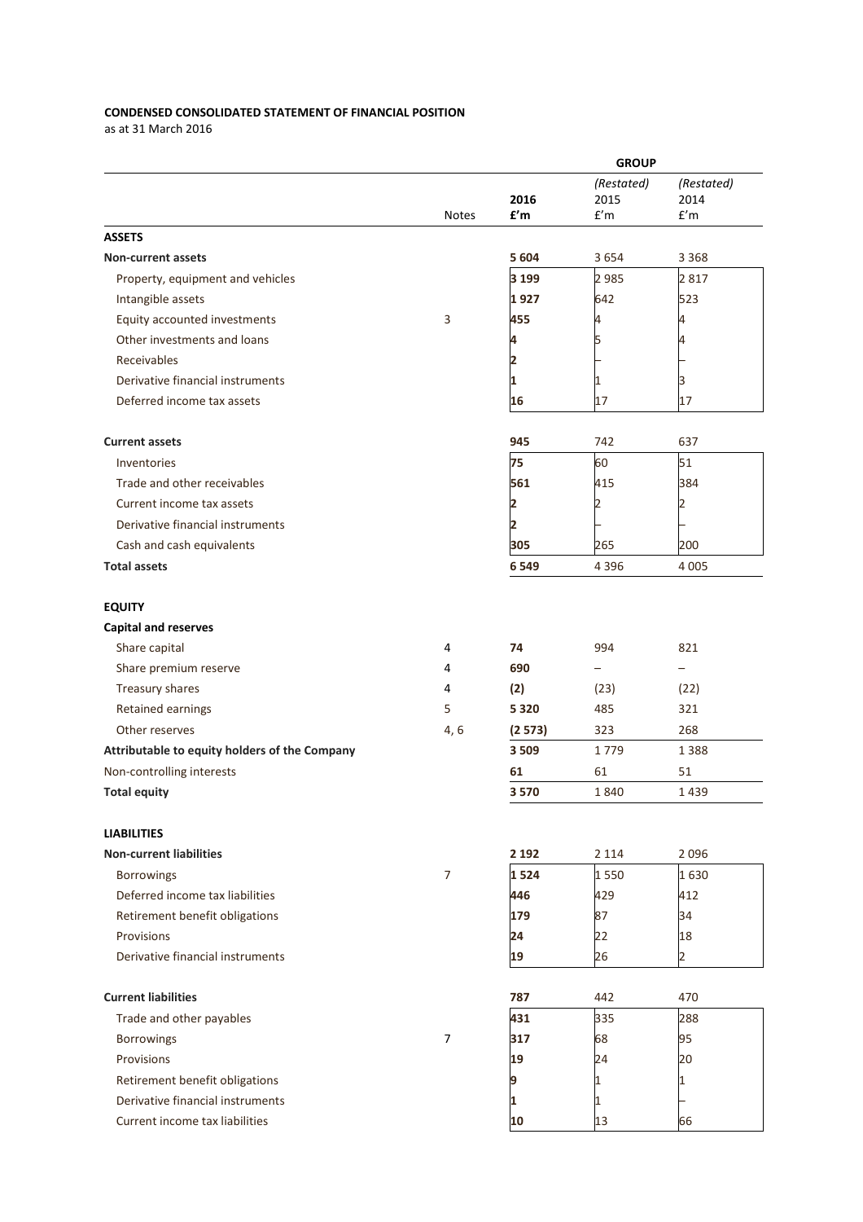**CONDENSED CONSOLIDATED STATEMENT OF FINANCIAL POSITION**
as at 31 March 2016

| | Notes | GROUP | | |
|---|---|---|---|---|
| | | **2016** **£'m** | *(Restated)* 2015 £'m | *(Restated)* 2014 £'m |
| **ASSETS** | | | | |
| **Non-current assets** | | **5 604** | 3 654 | 3 368 |
| Property, equipment and vehicles | | **3 199** | 2 985 | 2 817 |
| Intangible assets | | **1 927** | 642 | 523 |
| Equity accounted investments | 3 | **455** | 4 | 4 |
| Other investments and loans | | **4** | 5 | 4 |
| Receivables | | **2** | – | – |
| Derivative financial instruments | | **1** | 1 | 3 |
| Deferred income tax assets | | **16** | 17 | 17 |
| **Current assets** | | **945** | 742 | 637 |
| Inventories | | **75** | 60 | 51 |
| Trade and other receivables | | **561** | 415 | 384 |
| Current income tax assets | | **2** | 2 | 2 |
| Derivative financial instruments | | **2** | – | – |
| Cash and cash equivalents | | **305** | 265 | 200 |
| **Total assets** | | **6 549** | 4 396 | 4 005 |
| **EQUITY** | | | | |
| **Capital and reserves** | | | | |
| Share capital | 4 | **74** | 994 | 821 |
| Share premium reserve | 4 | **690** | – | – |
| Treasury shares | 4 | **(2)** | (23) | (22) |
| Retained earnings | 5 | **5 320** | 485 | 321 |
| Other reserves | 4, 6 | **(2 573)** | 323 | 268 |
| **Attributable to equity holders of the Company** | | **3 509** | 1 779 | 1 388 |
| Non-controlling interests | | **61** | 61 | 51 |
| **Total equity** | | **3 570** | 1 840 | 1 439 |
| **LIABILITIES** | | | | |
| **Non-current liabilities** | | **2 192** | 2 114 | 2 096 |
| Borrowings | 7 | **1 524** | 1 550 | 1 630 |
| Deferred income tax liabilities | | **446** | 429 | 412 |
| Retirement benefit obligations | | **179** | 87 | 34 |
| Provisions | | **24** | 22 | 18 |
| Derivative financial instruments | | **19** | 26 | 2 |
| **Current liabilities** | | **787** | 442 | 470 |
| Trade and other payables | | **431** | 335 | 288 |
| Borrowings | 7 | **317** | 68 | 95 |
| Provisions | | **19** | 24 | 20 |
| Retirement benefit obligations | | **9** | 1 | 1 |
| Derivative financial instruments | | **1** | 1 | – |
| Current income tax liabilities | | **10** | 13 | 66 |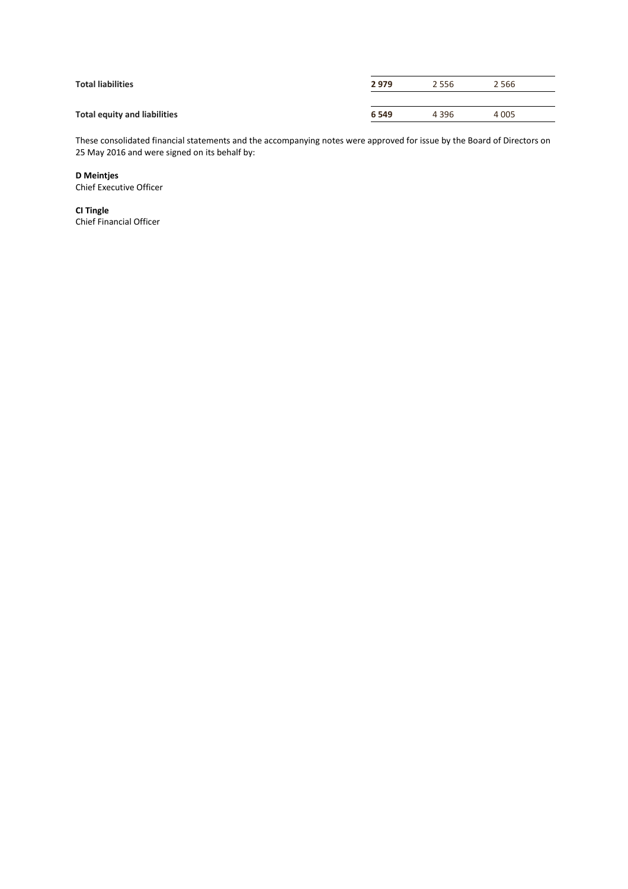| | | | |
|---|---|---|---|
| **Total liabilities** | **2 979** | 2 556 | 2 566 |
| **Total equity and liabilities** | **6 549** | 4 396 | 4 005 |

These consolidated financial statements and the accompanying notes were approved for issue by the Board of Directors on 25 May 2016 and were signed on its behalf by:

**D Meintjes**
Chief Executive Officer

**CI Tingle**
Chief Financial Officer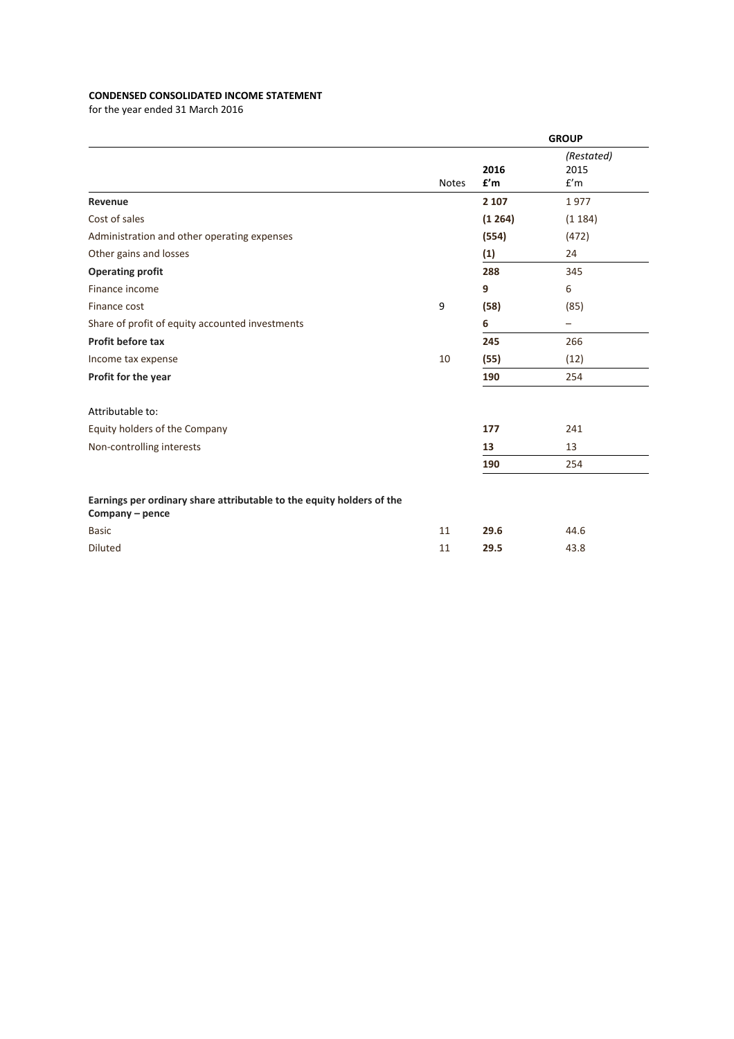**CONDENSED CONSOLIDATED INCOME STATEMENT**
for the year ended 31 March 2016

| | | GROUP | |
|---|---|---|---|
| | Notes | **2016**<br>**£'m** | *(Restated)*<br>2015<br>£'m |
| **Revenue** | | **2 107** | 1 977 |
| Cost of sales | | **(1 264)** | (1 184) |
| Administration and other operating expenses | | **(554)** | (472) |
| Other gains and losses | | **(1)** | 24 |
| **Operating profit** | | **288** | 345 |
| Finance income | | **9** | 6 |
| Finance cost | 9 | **(58)** | (85) |
| Share of profit of equity accounted investments | | **6** | – |
| **Profit before tax** | | **245** | 266 |
| Income tax expense | 10 | **(55)** | (12) |
| **Profit for the year** | | **190** | 254 |
| | | | |
| Attributable to: | | | |
| Equity holders of the Company | | **177** | 241 |
| Non-controlling interests | | **13** | 13 |
| | | **190** | 254 |
| | | | |
| **Earnings per ordinary share attributable to the equity holders of the Company – pence** | | | |
| Basic | 11 | **29.6** | 44.6 |
| Diluted | 11 | **29.5** | 43.8 |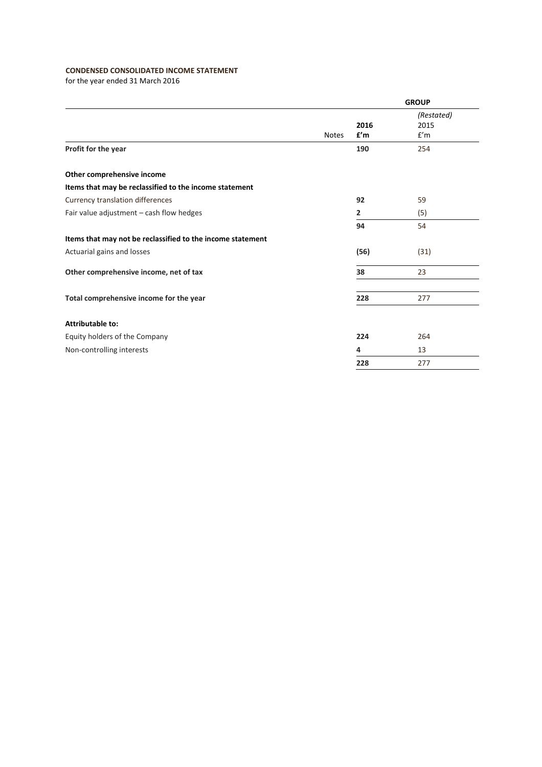**CONDENSED CONSOLIDATED INCOME STATEMENT**

for the year ended 31 March 2016

| | Notes | GROUP | |
|---|---|---|---|
| | | **2016** | *(Restated)* 2015 |
| | | **£'m** | £'m |
| **Profit for the year** | | **190** | 254 |
| | | | |
| **Other comprehensive income** | | | |
| **Items that may be reclassified to the income statement** | | | |
| Currency translation differences | | **92** | 59 |
| Fair value adjustment – cash flow hedges | | **2** | (5) |
| | | **94** | 54 |
| **Items that may not be reclassified to the income statement** | | | |
| Actuarial gains and losses | | **(56)** | (31) |
| **Other comprehensive income, net of tax** | | **38** | 23 |
| | | | |
| **Total comprehensive income for the year** | | **228** | 277 |
| | | | |
| **Attributable to:** | | | |
| Equity holders of the Company | | **224** | 264 |
| Non-controlling interests | | **4** | 13 |
| | | **228** | 277 |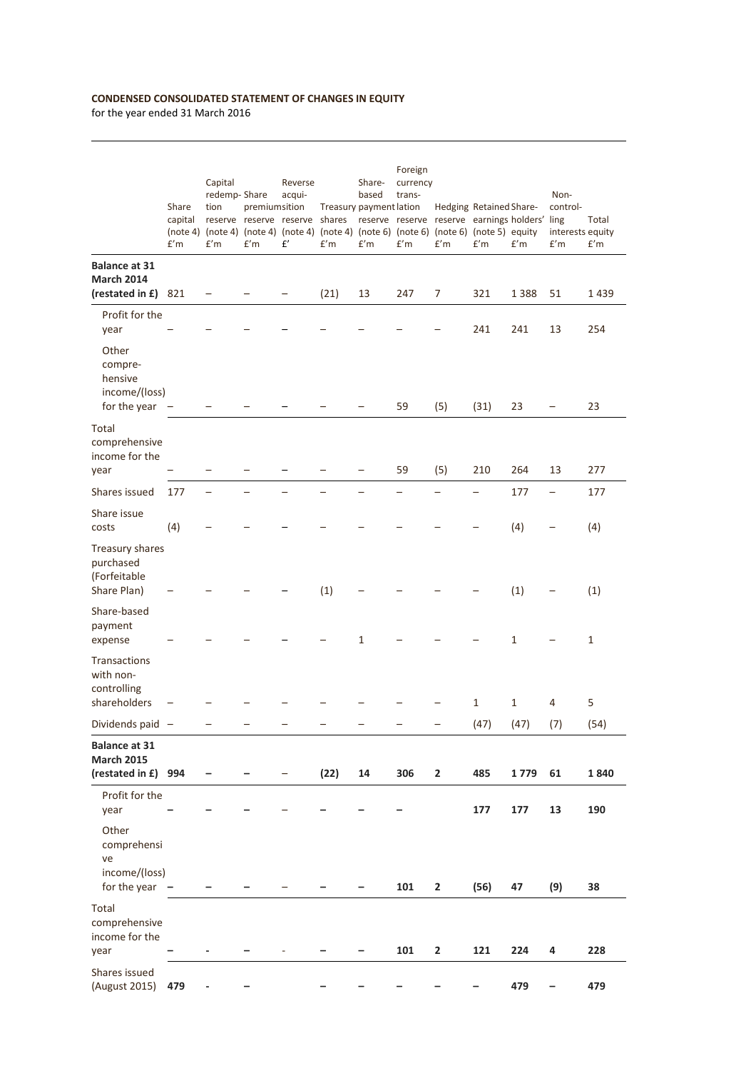**CONDENSED CONSOLIDATED STATEMENT OF CHANGES IN EQUITY**
for the year ended 31 March 2016

| | Share capital (note 4) £'m | Capital redemption reserve (note 4) £'m | Share premium reserve (note 4) £'m | Reverse acquisition reserve (note 4) £' | Treasury shares (note 4) £'m | Share-based payment reserve (note 6) £'m | Foreign currency translation reserve (note 6) £'m | Hedging reserve (note 6) £'m | Retained earnings (note 5) £'m | Shareholders' equity £'m | Non-controlling interests £'m | Total equity £'m |
|---|---|---|---|---|---|---|---|---|---|---|---|---|
| **Balance at 31 March 2014 (restated in £)** | 821 | – | – | – | (21) | 13 | 247 | 7 | 321 | 1 388 | 51 | 1 439 |
| Profit for the year | – | – | – | – | – | – | – | – | 241 | 241 | 13 | 254 |
| Other comprehensive income/(loss) for the year | – | – | – | – | – | – | 59 | (5) | (31) | 23 | – | 23 |
| Total comprehensive income for the year | – | – | – | – | – | – | 59 | (5) | 210 | 264 | 13 | 277 |
| Shares issued | 177 | – | – | – | – | – | – | – | – | 177 | – | 177 |
| Share issue costs | (4) | – | – | – | – | – | – | – | – | (4) | – | (4) |
| Treasury shares purchased (Forfeitable Share Plan) | – | – | – | – | (1) | – | – | – | – | (1) | – | (1) |
| Share-based payment expense | – | – | – | – | – | 1 | – | – | – | 1 | – | 1 |
| Transactions with non-controlling shareholders | – | – | – | – | – | – | – | – | 1 | 1 | 4 | 5 |
| Dividends paid | – | – | – | – | – | – | – | – | (47) | (47) | (7) | (54) |
| **Balance at 31 March 2015 (restated in £)** | **994** | **–** | **–** | **–** | **(22)** | **14** | **306** | **2** | **485** | **1 779** | **61** | **1 840** |
| Profit for the year | **–** | **–** | **–** | – | **–** | **–** | **–** | | **177** | **177** | **13** | **190** |
| Other comprehensive income/(loss) for the year | **–** | **–** | **–** | – | **–** | **–** | **101** | **2** | **(56)** | **47** | **(9)** | **38** |
| Total comprehensive income for the year | **–** | **-** | **–** | - | **–** | **–** | **101** | **2** | **121** | **224** | **4** | **228** |
| Shares issued (August 2015) | **479** | **-** | **–** | | **–** | **–** | **–** | **–** | **–** | **479** | **–** | **479** |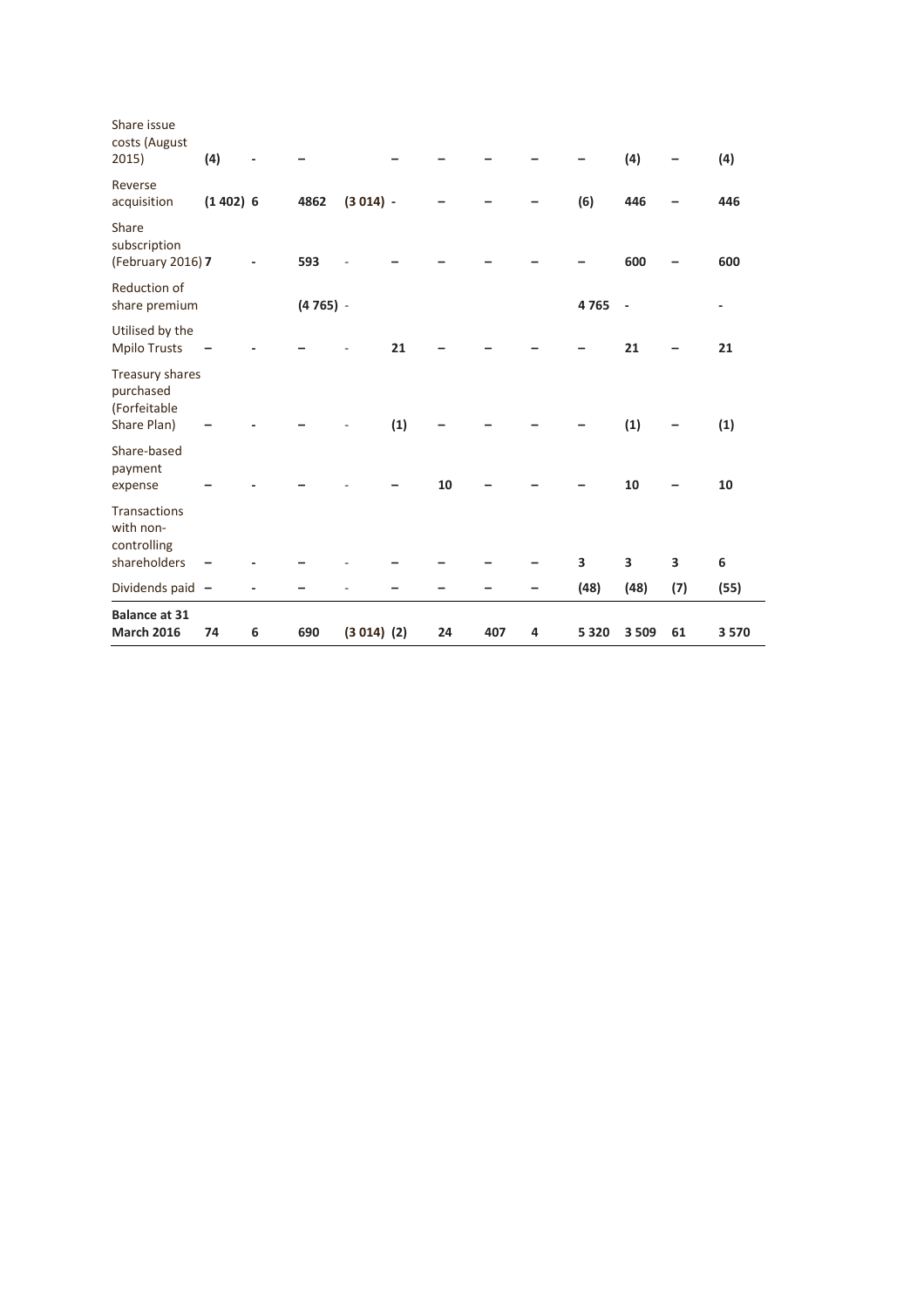| | | | | | | | | | | | | |
|---|---|---|---|---|---|---|---|---|---|---|---|---|
| Share issue costs (August 2015) | **(4)** | - | **–** | | **–** | **–** | **–** | **–** | **–** | **(4)** | **–** | **(4)** |
| Reverse acquisition | **(1 402)** | **6** | **4862** | **(3 014)** | **-** | **–** | **–** | **–** | **(6)** | **446** | **–** | **446** |
| Share subscription (February 2016) | **7** | - | **593** | - | **–** | **–** | **–** | **–** | **–** | **600** | **–** | **600** |
| Reduction of share premium | | | **(4 765)** | - | | | | | **4 765** | **-** | | **-** |
| Utilised by the Mpilo Trusts | **–** | - | **–** | - | **21** | **–** | **–** | **–** | **–** | **21** | **–** | **21** |
| Treasury shares purchased (Forfeitable Share Plan) | **–** | - | **–** | - | **(1)** | **–** | **–** | **–** | **–** | **(1)** | **–** | **(1)** |
| Share-based payment expense | **–** | - | **–** | - | **–** | **10** | **–** | **–** | **–** | **10** | **–** | **10** |
| Transactions with non-controlling shareholders | **–** | - | **–** | - | **–** | **–** | **–** | **–** | **3** | **3** | **3** | **6** |
| Dividends paid | **–** | - | **–** | - | **–** | **–** | **–** | **–** | **(48)** | **(48)** | **(7)** | **(55)** |
| **Balance at 31 March 2016** | **74** | **6** | **690** | **(3 014)** | **(2)** | **24** | **407** | **4** | **5 320** | **3 509** | **61** | **3 570** |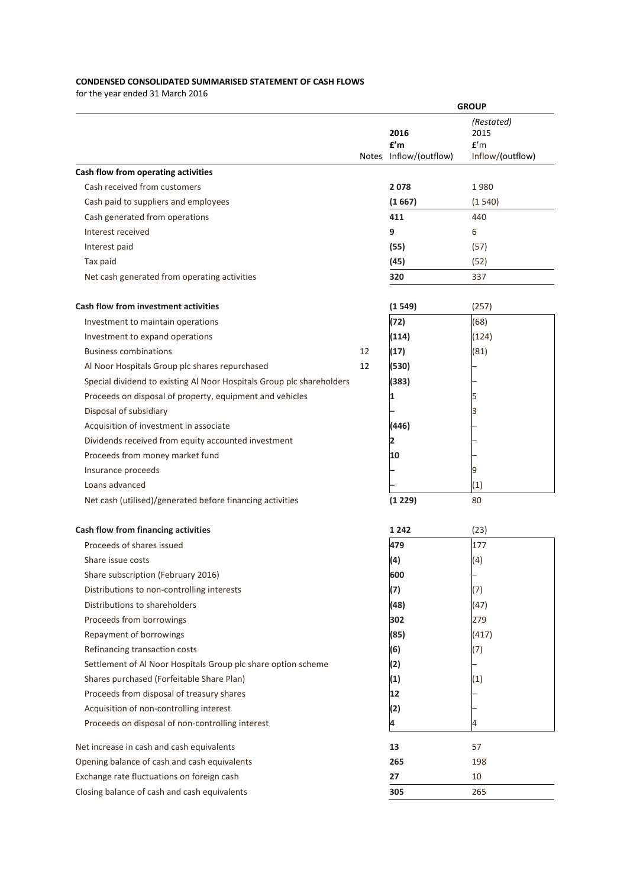**CONDENSED CONSOLIDATED SUMMARISED STATEMENT OF CASH FLOWS**
for the year ended 31 March 2016

| | | GROUP | |
|---|---|---|---|
| | Notes | 2016<br>£'m<br>Inflow/(outflow) | (Restated)<br>2015<br>£'m<br>Inflow/(outflow) |
| **Cash flow from operating activities** | | | |
| Cash received from customers | | **2 078** | 1 980 |
| Cash paid to suppliers and employees | | **(1 667)** | (1 540) |
| Cash generated from operations | | **411** | 440 |
| Interest received | | **9** | 6 |
| Interest paid | | **(55)** | (57) |
| Tax paid | | **(45)** | (52) |
| Net cash generated from operating activities | | **320** | 337 |
| | | | |
| **Cash flow from investment activities** | | **(1 549)** | (257) |
| Investment to maintain operations | | **(72)** | (68) |
| Investment to expand operations | | **(114)** | (124) |
| Business combinations | 12 | **(17)** | (81) |
| Al Noor Hospitals Group plc shares repurchased | 12 | **(530)** | – |
| Special dividend to existing Al Noor Hospitals Group plc shareholders | | **(383)** | – |
| Proceeds on disposal of property, equipment and vehicles | | **1** | 5 |
| Disposal of subsidiary | | – | 3 |
| Acquisition of investment in associate | | **(446)** | – |
| Dividends received from equity accounted investment | | **2** | – |
| Proceeds from money market fund | | **10** | – |
| Insurance proceeds | | – | 9 |
| Loans advanced | | – | (1) |
| Net cash (utilised)/generated before financing activities | | **(1 229)** | 80 |
| | | | |
| **Cash flow from financing activities** | | **1 242** | (23) |
| Proceeds of shares issued | | **479** | 177 |
| Share issue costs | | **(4)** | (4) |
| Share subscription (February 2016) | | **600** | – |
| Distributions to non-controlling interests | | **(7)** | (7) |
| Distributions to shareholders | | **(48)** | (47) |
| Proceeds from borrowings | | **302** | 279 |
| Repayment of borrowings | | **(85)** | (417) |
| Refinancing transaction costs | | **(6)** | (7) |
| Settlement of Al Noor Hospitals Group plc share option scheme | | **(2)** | – |
| Shares purchased (Forfeitable Share Plan) | | **(1)** | (1) |
| Proceeds from disposal of treasury shares | | **12** | – |
| Acquisition of non-controlling interest | | **(2)** | – |
| Proceeds on disposal of non-controlling interest | | **4** | 4 |
| | | | |
| Net increase in cash and cash equivalents | | **13** | 57 |
| Opening balance of cash and cash equivalents | | **265** | 198 |
| Exchange rate fluctuations on foreign cash | | **27** | 10 |
| Closing balance of cash and cash equivalents | | **305** | 265 |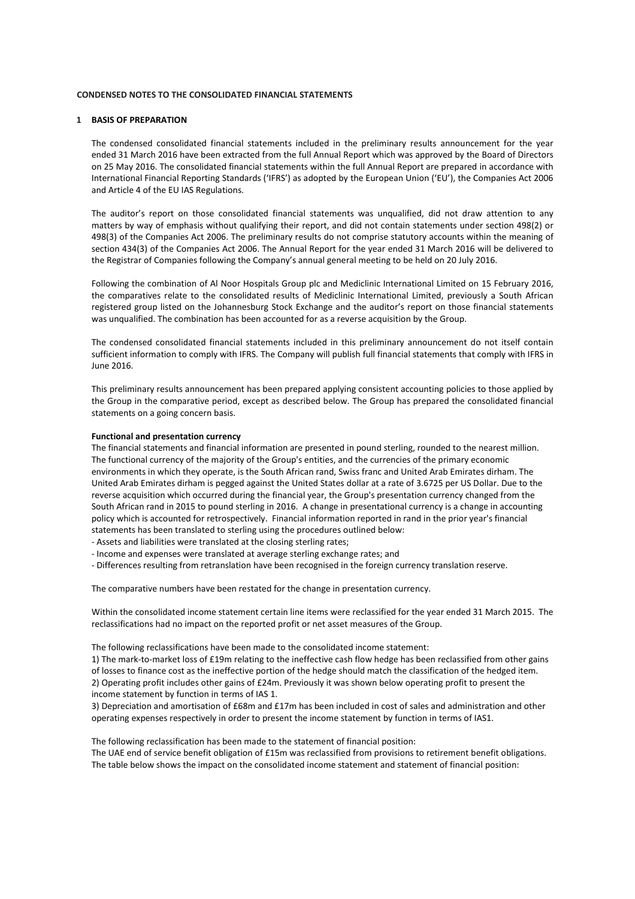**CONDENSED NOTES TO THE CONSOLIDATED FINANCIAL STATEMENTS**

**1 BASIS OF PREPARATION**

The condensed consolidated financial statements included in the preliminary results announcement for the year ended 31 March 2016 have been extracted from the full Annual Report which was approved by the Board of Directors on 25 May 2016. The consolidated financial statements within the full Annual Report are prepared in accordance with International Financial Reporting Standards ('IFRS') as adopted by the European Union ('EU'), the Companies Act 2006 and Article 4 of the EU IAS Regulations.

The auditor's report on those consolidated financial statements was unqualified, did not draw attention to any matters by way of emphasis without qualifying their report, and did not contain statements under section 498(2) or 498(3) of the Companies Act 2006. The preliminary results do not comprise statutory accounts within the meaning of section 434(3) of the Companies Act 2006. The Annual Report for the year ended 31 March 2016 will be delivered to the Registrar of Companies following the Company's annual general meeting to be held on 20 July 2016.

Following the combination of Al Noor Hospitals Group plc and Mediclinic International Limited on 15 February 2016, the comparatives relate to the consolidated results of Mediclinic International Limited, previously a South African registered group listed on the Johannesburg Stock Exchange and the auditor's report on those financial statements was unqualified. The combination has been accounted for as a reverse acquisition by the Group.

The condensed consolidated financial statements included in this preliminary announcement do not itself contain sufficient information to comply with IFRS. The Company will publish full financial statements that comply with IFRS in June 2016.

This preliminary results announcement has been prepared applying consistent accounting policies to those applied by the Group in the comparative period, except as described below. The Group has prepared the consolidated financial statements on a going concern basis.

**Functional and presentation currency**

The financial statements and financial information are presented in pound sterling, rounded to the nearest million. The functional currency of the majority of the Group's entities, and the currencies of the primary economic environments in which they operate, is the South African rand, Swiss franc and United Arab Emirates dirham. The United Arab Emirates dirham is pegged against the United States dollar at a rate of 3.6725 per US Dollar. Due to the reverse acquisition which occurred during the financial year, the Group's presentation currency changed from the South African rand in 2015 to pound sterling in 2016. A change in presentational currency is a change in accounting policy which is accounted for retrospectively. Financial information reported in rand in the prior year's financial statements has been translated to sterling using the procedures outlined below:

- Assets and liabilities were translated at the closing sterling rates;
- Income and expenses were translated at average sterling exchange rates; and
- Differences resulting from retranslation have been recognised in the foreign currency translation reserve.

The comparative numbers have been restated for the change in presentation currency.

Within the consolidated income statement certain line items were reclassified for the year ended 31 March 2015. The reclassifications had no impact on the reported profit or net asset measures of the Group.

The following reclassifications have been made to the consolidated income statement:

1) The mark-to-market loss of £19m relating to the ineffective cash flow hedge has been reclassified from other gains of losses to finance cost as the ineffective portion of the hedge should match the classification of the hedged item.
2) Operating profit includes other gains of £24m. Previously it was shown below operating profit to present the income statement by function in terms of IAS 1.
3) Depreciation and amortisation of £68m and £17m has been included in cost of sales and administration and other operating expenses respectively in order to present the income statement by function in terms of IAS1.

The following reclassification has been made to the statement of financial position:
The UAE end of service benefit obligation of £15m was reclassified from provisions to retirement benefit obligations. The table below shows the impact on the consolidated income statement and statement of financial position: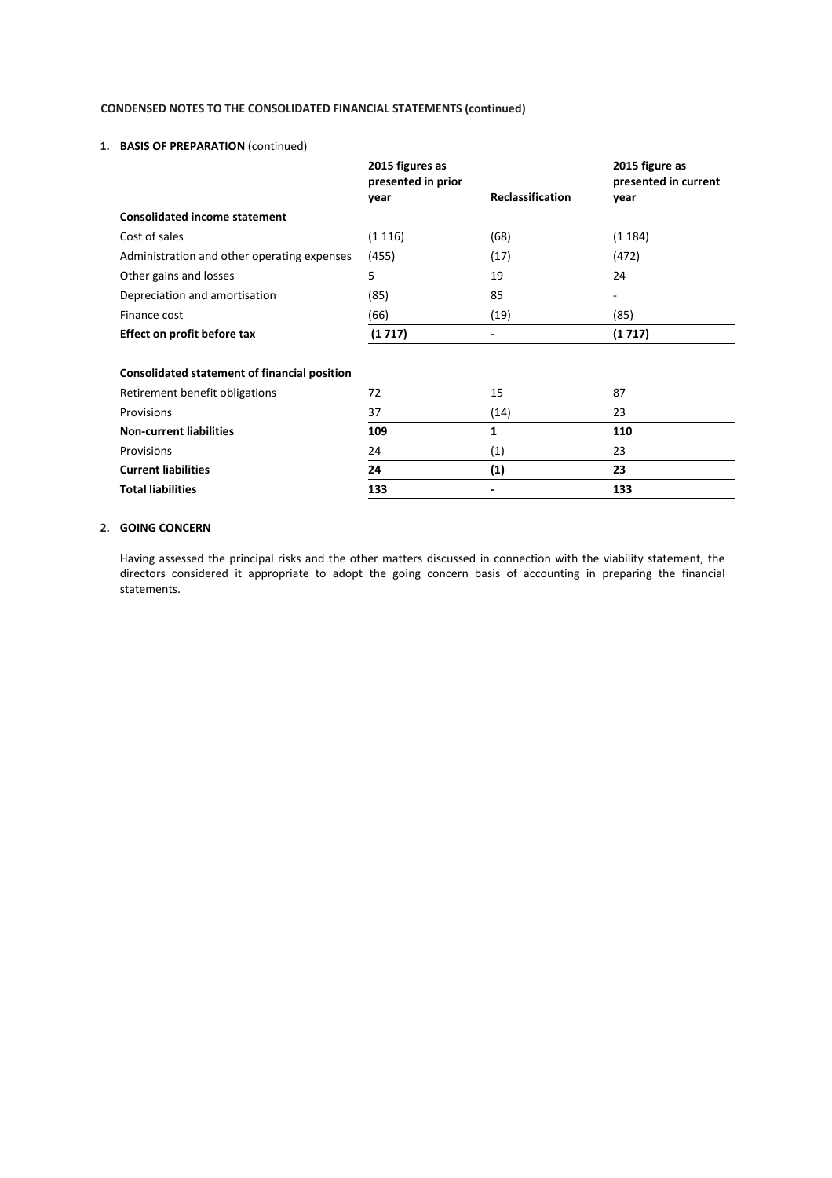**CONDENSED NOTES TO THE CONSOLIDATED FINANCIAL STATEMENTS (continued)**

**1. BASIS OF PREPARATION** (continued)

| | 2015 figures as presented in prior year | Reclassification | 2015 figure as presented in current year |
|---|---|---|---|
| **Consolidated income statement** | | | |
| Cost of sales | (1 116) | (68) | (1 184) |
| Administration and other operating expenses | (455) | (17) | (472) |
| Other gains and losses | 5 | 19 | 24 |
| Depreciation and amortisation | (85) | 85 | - |
| Finance cost | (66) | (19) | (85) |
| **Effect on profit before tax** | **(1 717)** | **-** | **(1 717)** |
| | | | |
| **Consolidated statement of financial position** | | | |
| Retirement benefit obligations | 72 | 15 | 87 |
| Provisions | 37 | (14) | 23 |
| **Non-current liabilities** | **109** | **1** | **110** |
| Provisions | 24 | (1) | 23 |
| **Current liabilities** | **24** | **(1)** | **23** |
| **Total liabilities** | **133** | **-** | **133** |

**2. GOING CONCERN**

Having assessed the principal risks and the other matters discussed in connection with the viability statement, the directors considered it appropriate to adopt the going concern basis of accounting in preparing the financial statements.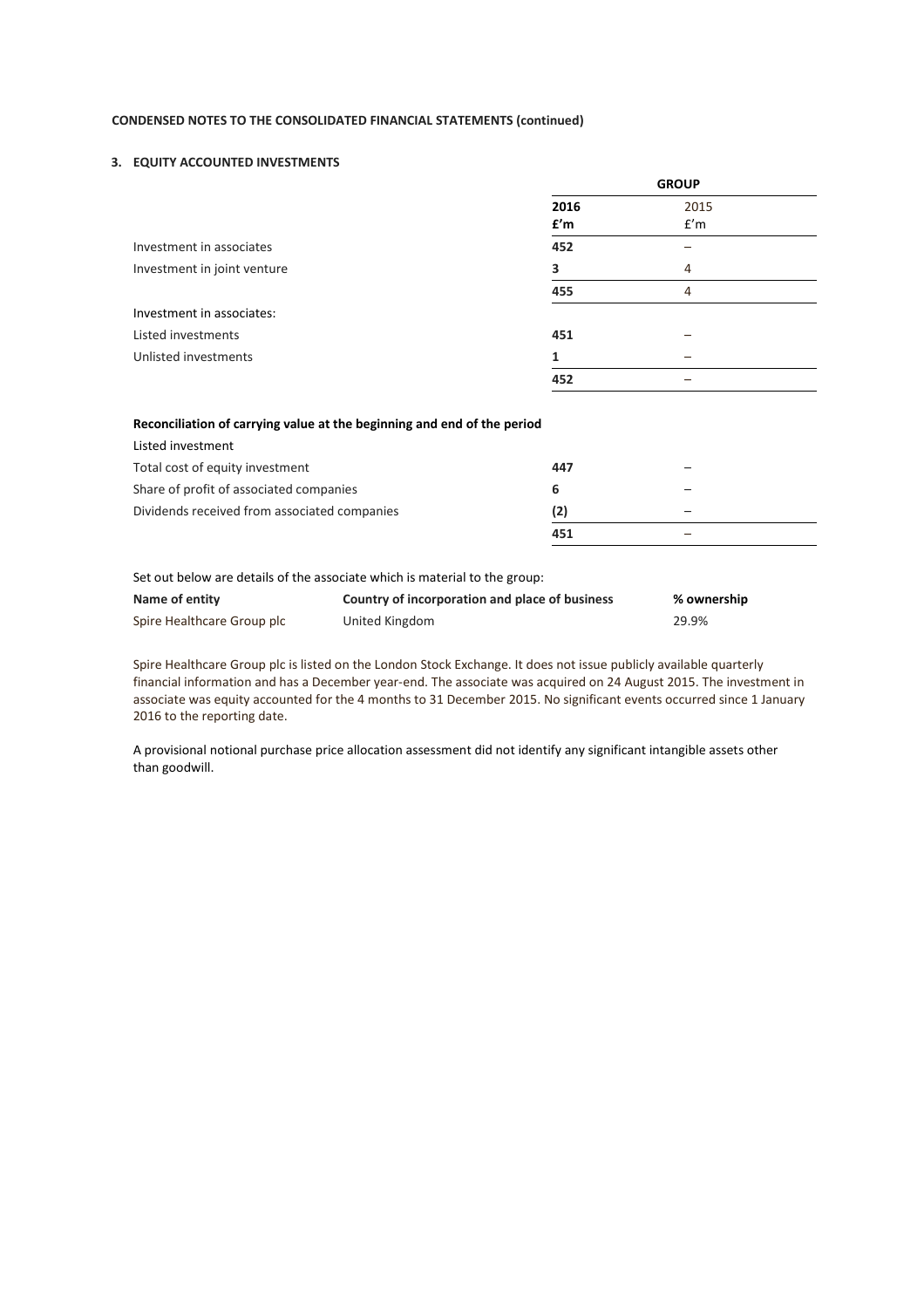**CONDENSED NOTES TO THE CONSOLIDATED FINANCIAL STATEMENTS (continued)**

## 3. EQUITY ACCOUNTED INVESTMENTS

| | GROUP | |
|---|---|---|
| | **2016 £'m** | 2015 £'m |
| Investment in associates | **452** | – |
| Investment in joint venture | **3** | 4 |
| | **455** | 4 |
| Investment in associates: | | |
| Listed investments | **451** | – |
| Unlisted investments | **1** | – |
| | **452** | – |
| **Reconciliation of carrying value at the beginning and end of the period** | | |
| Listed investment | | |
| Total cost of equity investment | **447** | – |
| Share of profit of associated companies | **6** | – |
| Dividends received from associated companies | **(2)** | – |
| | **451** | – |

Set out below are details of the associate which is material to the group:

| Name of entity | Country of incorporation and place of business | % ownership |
|---|---|---|
| Spire Healthcare Group plc | United Kingdom | 29.9% |

Spire Healthcare Group plc is listed on the London Stock Exchange. It does not issue publicly available quarterly financial information and has a December year-end. The associate was acquired on 24 August 2015. The investment in associate was equity accounted for the 4 months to 31 December 2015. No significant events occurred since 1 January 2016 to the reporting date.

A provisional notional purchase price allocation assessment did not identify any significant intangible assets other than goodwill.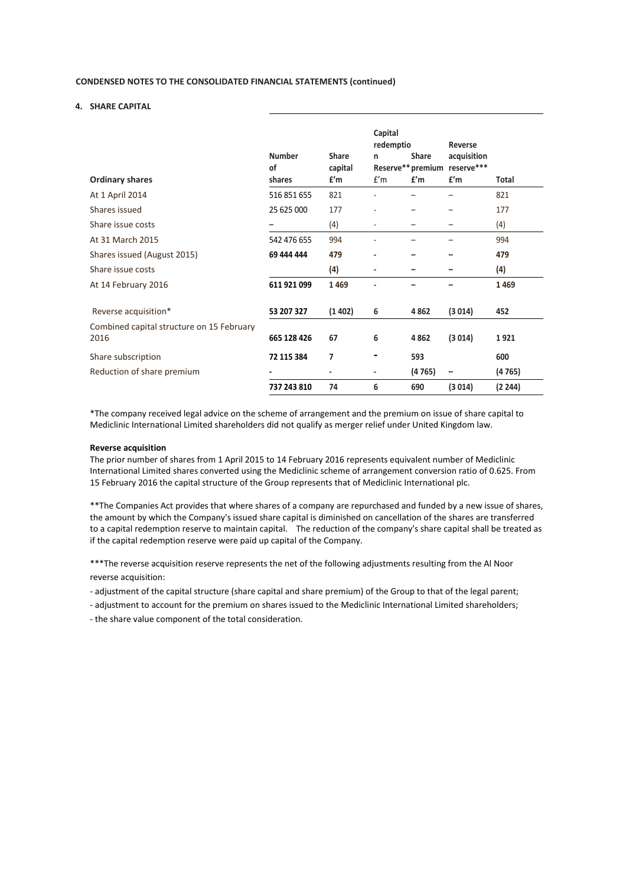**CONDENSED NOTES TO THE CONSOLIDATED FINANCIAL STATEMENTS (continued)**

**4. SHARE CAPITAL**

| Ordinary shares | Number of shares | Share capital £'m | Capital redemption Reserve** £'m | Share premium £'m | Reverse acquisition reserve*** £'m | Total |
|---|---|---|---|---|---|---|
| At 1 April 2014 | 516 851 655 | 821 | - | – | – | 821 |
| Shares issued | 25 625 000 | 177 | - | – | – | 177 |
| Share issue costs | – | (4) | - | – | – | (4) |
| At 31 March 2015 | 542 476 655 | 994 | - | – | – | 994 |
| Shares issued (August 2015) | **69 444 444** | **479** | **-** | **–** | **–** | **479** |
| Share issue costs | | **(4)** | **-** | **–** | **–** | **(4)** |
| At 14 February 2016 | **611 921 099** | **1 469** | **-** | **–** | **–** | **1 469** |
| Reverse acquisition* | **53 207 327** | **(1 402)** | **6** | **4 862** | **(3 014)** | **452** |
| Combined capital structure on 15 February 2016 | **665 128 426** | **67** | **6** | **4 862** | **(3 014)** | **1 921** |
| Share subscription | **72 115 384** | **7** | **-** | **593** | | **600** |
| Reduction of share premium | **-** | **-** | **-** | **(4 765)** | **–** | **(4 765)** |
| | **737 243 810** | **74** | **6** | **690** | **(3 014)** | **(2 244)** |

*The company received legal advice on the scheme of arrangement and the premium on issue of share capital to Mediclinic International Limited shareholders did not qualify as merger relief under United Kingdom law.

**Reverse acquisition**

The prior number of shares from 1 April 2015 to 14 February 2016 represents equivalent number of Mediclinic International Limited shares converted using the Mediclinic scheme of arrangement conversion ratio of 0.625. From 15 February 2016 the capital structure of the Group represents that of Mediclinic International plc.

**The Companies Act provides that where shares of a company are repurchased and funded by a new issue of shares, the amount by which the Company's issued share capital is diminished on cancellation of the shares are transferred to a capital redemption reserve to maintain capital. The reduction of the company's share capital shall be treated as if the capital redemption reserve were paid up capital of the Company.

***The reverse acquisition reserve represents the net of the following adjustments resulting from the Al Noor reverse acquisition:

- adjustment of the capital structure (share capital and share premium) of the Group to that of the legal parent;
- adjustment to account for the premium on shares issued to the Mediclinic International Limited shareholders;
- the share value component of the total consideration.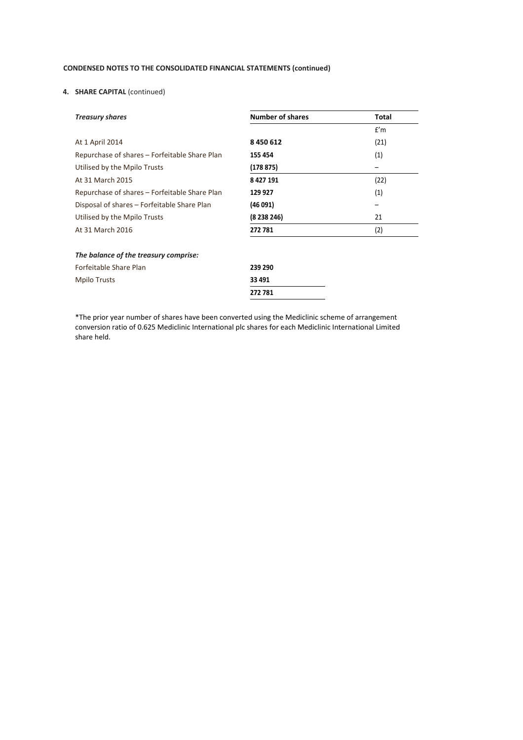**CONDENSED NOTES TO THE CONSOLIDATED FINANCIAL STATEMENTS (continued)**

**4. SHARE CAPITAL** (continued)

| ***Treasury shares*** | **Number of shares** | **Total** |
|---|---|---|
| | | £'m |
| At 1 April 2014 | **8 450 612** | (21) |
| Repurchase of shares – Forfeitable Share Plan | **155 454** | (1) |
| Utilised by the Mpilo Trusts | **(178 875)** | – |
| At 31 March 2015 | **8 427 191** | (22) |
| Repurchase of shares – Forfeitable Share Plan | **129 927** | (1) |
| Disposal of shares – Forfeitable Share Plan | **(46 091)** | – |
| Utilised by the Mpilo Trusts | **(8 238 246)** | 21 |
| At 31 March 2016 | **272 781** | (2) |

| ***The balance of the treasury comprise:*** | |
|---|---|
| Forfeitable Share Plan | **239 290** |
| Mpilo Trusts | **33 491** |
| | **272 781** |

*The prior year number of shares have been converted using the Mediclinic scheme of arrangement conversion ratio of 0.625 Mediclinic International plc shares for each Mediclinic International Limited share held.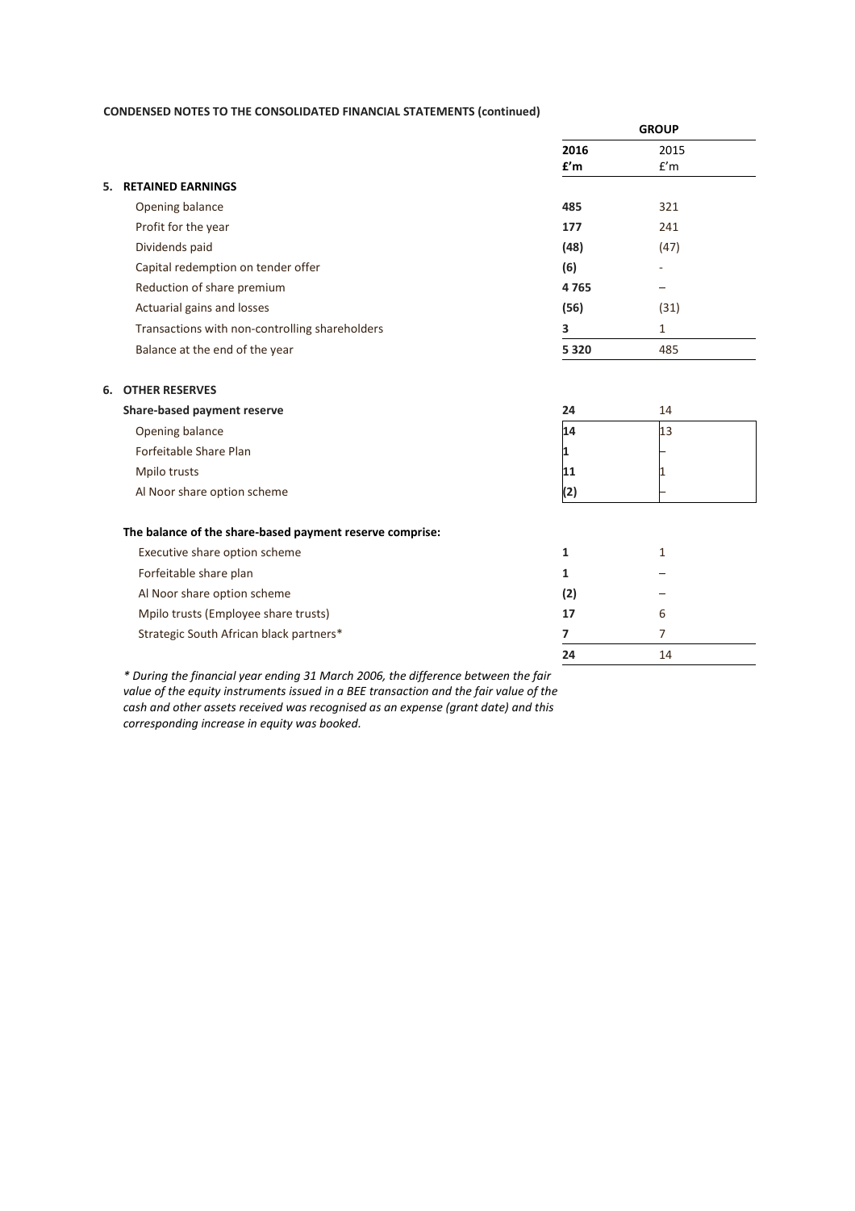**CONDENSED NOTES TO THE CONSOLIDATED FINANCIAL STATEMENTS (continued)**

| | GROUP | |
|---|---|---|
| | **2016** **£'m** | 2015 £'m |
| **5. RETAINED EARNINGS** | | |
| Opening balance | **485** | 321 |
| Profit for the year | **177** | 241 |
| Dividends paid | **(48)** | (47) |
| Capital redemption on tender offer | **(6)** | - |
| Reduction of share premium | **4 765** | – |
| Actuarial gains and losses | **(56)** | (31) |
| Transactions with non-controlling shareholders | **3** | 1 |
| Balance at the end of the year | **5 320** | 485 |
| | | |
| **6. OTHER RESERVES** | | |
| **Share-based payment reserve** | **24** | 14 |
| Opening balance | **14** | 13 |
| Forfeitable Share Plan | **1** | – |
| Mpilo trusts | **11** | 1 |
| Al Noor share option scheme | **(2)** | – |
| | | |
| **The balance of the share-based payment reserve comprise:** | | |
| Executive share option scheme | **1** | 1 |
| Forfeitable share plan | **1** | – |
| Al Noor share option scheme | **(2)** | – |
| Mpilo trusts (Employee share trusts) | **17** | 6 |
| Strategic South African black partners* | **7** | 7 |
| | **24** | 14 |

*\* During the financial year ending 31 March 2006, the difference between the fair value of the equity instruments issued in a BEE transaction and the fair value of the cash and other assets received was recognised as an expense (grant date) and this corresponding increase in equity was booked.*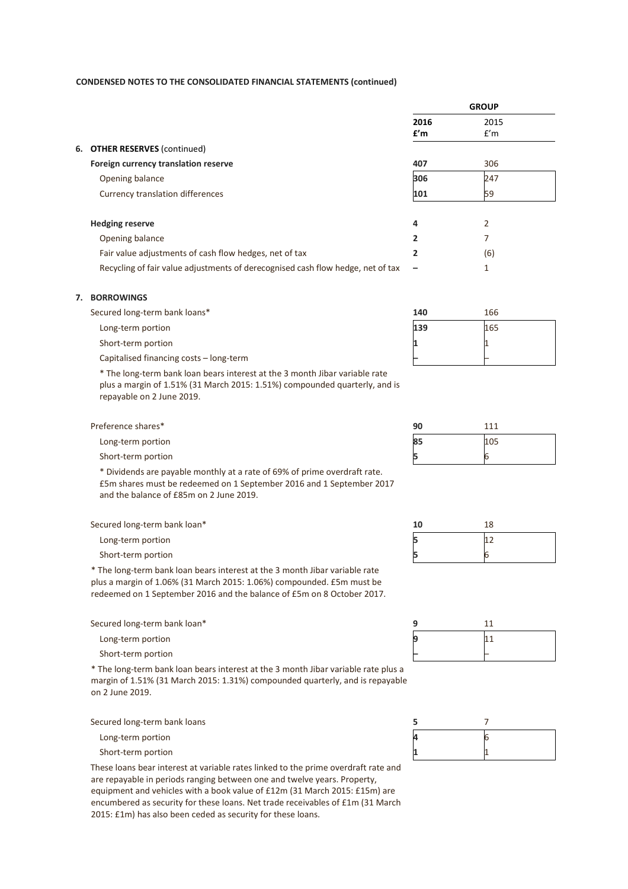**CONDENSED NOTES TO THE CONSOLIDATED FINANCIAL STATEMENTS (continued)**

| | GROUP | |
|---|---|---|
| | **2016** **£'m** | 2015 £'m |
| **6. OTHER RESERVES** (continued) | | |
| **Foreign currency translation reserve** | **407** | 306 |
| Opening balance | **306** | 247 |
| Currency translation differences | **101** | 59 |
| | | |
| **Hedging reserve** | **4** | 2 |
| Opening balance | **2** | 7 |
| Fair value adjustments of cash flow hedges, net of tax | **2** | (6) |
| Recycling of fair value adjustments of derecognised cash flow hedge, net of tax | **–** | 1 |
| | | |
| **7. BORROWINGS** | | |
| Secured long-term bank loans* | **140** | 166 |
| Long-term portion | **139** | 165 |
| Short-term portion | **1** | 1 |
| Capitalised financing costs – long-term | **–** | – |

\* The long-term bank loan bears interest at the 3 month Jibar variable rate plus a margin of 1.51% (31 March 2015: 1.51%) compounded quarterly, and is repayable on 2 June 2019.

| | 2016 £'m | 2015 £'m |
|---|---|---|
| Preference shares* | **90** | 111 |
| Long-term portion | **85** | 105 |
| Short-term portion | **5** | 6 |

\* Dividends are payable monthly at a rate of 69% of prime overdraft rate. £5m shares must be redeemed on 1 September 2016 and 1 September 2017 and the balance of £85m on 2 June 2019.

| | 2016 £'m | 2015 £'m |
|---|---|---|
| Secured long-term bank loan* | **10** | 18 |
| Long-term portion | **5** | 12 |
| Short-term portion | **5** | 6 |

\* The long-term bank loan bears interest at the 3 month Jibar variable rate plus a margin of 1.06% (31 March 2015: 1.06%) compounded. £5m must be redeemed on 1 September 2016 and the balance of £5m on 8 October 2017.

| | 2016 £'m | 2015 £'m |
|---|---|---|
| Secured long-term bank loan* | **9** | 11 |
| Long-term portion | **9** | 11 |
| Short-term portion | **–** | – |

\* The long-term bank loan bears interest at the 3 month Jibar variable rate plus a margin of 1.51% (31 March 2015: 1.31%) compounded quarterly, and is repayable on 2 June 2019.

| | 2016 £'m | 2015 £'m |
|---|---|---|
| Secured long-term bank loans | **5** | 7 |
| Long-term portion | **4** | 6 |
| Short-term portion | **1** | 1 |

These loans bear interest at variable rates linked to the prime overdraft rate and are repayable in periods ranging between one and twelve years. Property, equipment and vehicles with a book value of £12m (31 March 2015: £15m) are encumbered as security for these loans. Net trade receivables of £1m (31 March 2015: £1m) has also been ceded as security for these loans.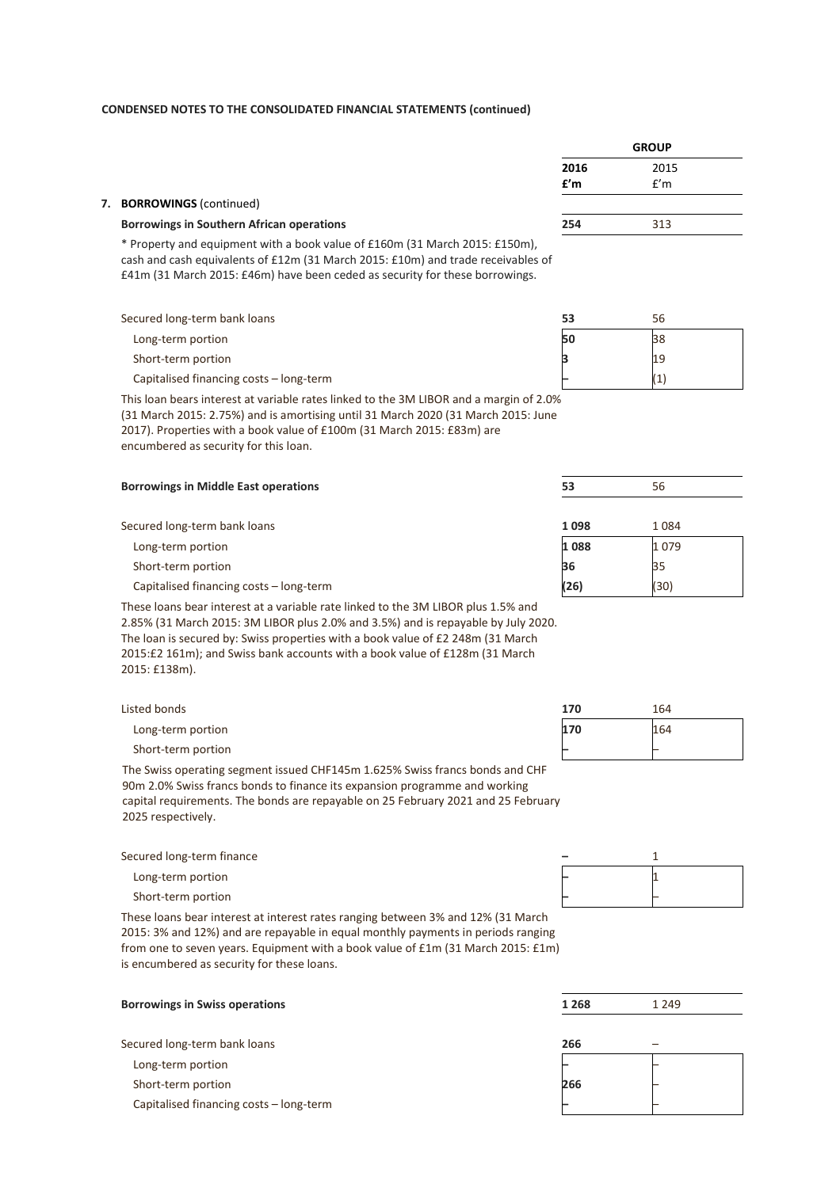**CONDENSED NOTES TO THE CONSOLIDATED FINANCIAL STATEMENTS (continued)**

| | GROUP | |
|---|---|---|
| | **2016** | 2015 |
| | **£'m** | £'m |
| **7. BORROWINGS** (continued) | | |
| **Borrowings in Southern African operations** | **254** | 313 |

\* Property and equipment with a book value of £160m (31 March 2015: £150m), cash and cash equivalents of £12m (31 March 2015: £10m) and trade receivables of £41m (31 March 2015: £46m) have been ceded as security for these borrowings.

| | 2016 £'m | 2015 £'m |
|---|---|---|
| Secured long-term bank loans | **53** | 56 |
| Long-term portion | **50** | 38 |
| Short-term portion | **3** | 19 |
| Capitalised financing costs – long-term | – | (1) |

This loan bears interest at variable rates linked to the 3M LIBOR and a margin of 2.0% (31 March 2015: 2.75%) and is amortising until 31 March 2020 (31 March 2015: June 2017). Properties with a book value of £100m (31 March 2015: £83m) are encumbered as security for this loan.

| | 2016 £'m | 2015 £'m |
|---|---|---|
| **Borrowings in Middle East operations** | **53** | 56 |

| | 2016 £'m | 2015 £'m |
|---|---|---|
| Secured long-term bank loans | **1 098** | 1 084 |
| Long-term portion | **1 088** | 1 079 |
| Short-term portion | **36** | 35 |
| Capitalised financing costs – long-term | **(26)** | (30) |

These loans bear interest at a variable rate linked to the 3M LIBOR plus 1.5% and 2.85% (31 March 2015: 3M LIBOR plus 2.0% and 3.5%) and is repayable by July 2020. The loan is secured by: Swiss properties with a book value of £2 248m (31 March 2015:£2 161m); and Swiss bank accounts with a book value of £128m (31 March 2015: £138m).

| | 2016 £'m | 2015 £'m |
|---|---|---|
| Listed bonds | **170** | 164 |
| Long-term portion | **170** | 164 |
| Short-term portion | – | – |

The Swiss operating segment issued CHF145m 1.625% Swiss francs bonds and CHF 90m 2.0% Swiss francs bonds to finance its expansion programme and working capital requirements. The bonds are repayable on 25 February 2021 and 25 February 2025 respectively.

| | 2016 £'m | 2015 £'m |
|---|---|---|
| Secured long-term finance | **–** | 1 |
| Long-term portion | – | 1 |
| Short-term portion | – | – |

These loans bear interest at interest rates ranging between 3% and 12% (31 March 2015: 3% and 12%) and are repayable in equal monthly payments in periods ranging from one to seven years. Equipment with a book value of £1m (31 March 2015: £1m) is encumbered as security for these loans.

| | 2016 £'m | 2015 £'m |
|---|---|---|
| **Borrowings in Swiss operations** | **1 268** | 1 249 |

| | 2016 £'m | 2015 £'m |
|---|---|---|
| Secured long-term bank loans | **266** | – |
| Long-term portion | – | – |
| Short-term portion | **266** | – |
| Capitalised financing costs – long-term | – | – |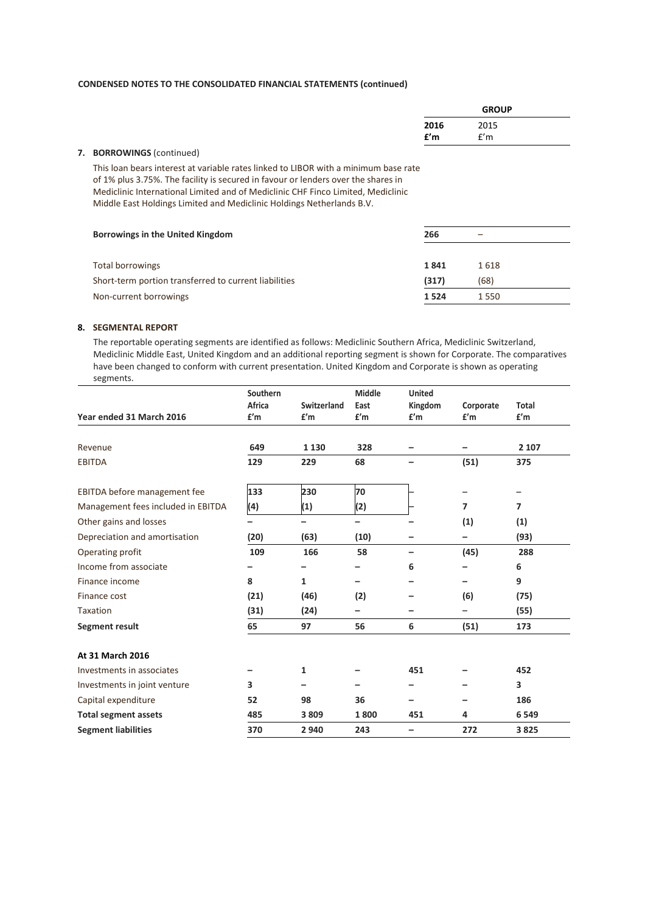**CONDENSED NOTES TO THE CONSOLIDATED FINANCIAL STATEMENTS (continued)**

| | GROUP | |
|---|---|---|
| | **2016 £'m** | 2015 £'m |
| **7. BORROWINGS** (continued) | | |
| This loan bears interest at variable rates linked to LIBOR with a minimum base rate of 1% plus 3.75%. The facility is secured in favour or lenders over the shares in Mediclinic International Limited and of Mediclinic CHF Finco Limited, Mediclinic Middle East Holdings Limited and Mediclinic Holdings Netherlands B.V. | | |
| **Borrowings in the United Kingdom** | **266** | – |
| Total borrowings | **1 841** | 1 618 |
| Short-term portion transferred to current liabilities | **(317)** | (68) |
| Non-current borrowings | **1 524** | 1 550 |

**8. SEGMENTAL REPORT**

The reportable operating segments are identified as follows: Mediclinic Southern Africa, Mediclinic Switzerland, Mediclinic Middle East, United Kingdom and an additional reporting segment is shown for Corporate. The comparatives have been changed to conform with current presentation. United Kingdom and Corporate is shown as operating segments.

| Year ended 31 March 2016 | Southern Africa £'m | Switzerland £'m | Middle East £'m | United Kingdom £'m | Corporate £'m | Total £'m |
|---|---|---|---|---|---|---|
| Revenue | **649** | **1 130** | **328** | **–** | **–** | **2 107** |
| EBITDA | **129** | **229** | **68** | **–** | **(51)** | **375** |
| EBITDA before management fee | **133** | **230** | **70** | – | – | – |
| Management fees included in EBITDA | **(4)** | **(1)** | **(2)** | – | **7** | **7** |
| Other gains and losses | **–** | **–** | **–** | **–** | **(1)** | **(1)** |
| Depreciation and amortisation | **(20)** | **(63)** | **(10)** | **–** | **–** | **(93)** |
| Operating profit | **109** | **166** | **58** | **–** | **(45)** | **288** |
| Income from associate | **–** | **–** | **–** | **6** | **–** | **6** |
| Finance income | **8** | **1** | **–** | **–** | **–** | **9** |
| Finance cost | **(21)** | **(46)** | **(2)** | **–** | **(6)** | **(75)** |
| Taxation | **(31)** | **(24)** | **–** | **–** | – | **(55)** |
| **Segment result** | **65** | **97** | **56** | **6** | **(51)** | **173** |
| **At 31 March 2016** | | | | | | |
| Investments in associates | **–** | **1** | **–** | **451** | **–** | **452** |
| Investments in joint venture | **3** | **–** | **–** | **–** | **–** | **3** |
| Capital expenditure | **52** | **98** | **36** | **–** | **–** | **186** |
| **Total segment assets** | **485** | **3 809** | **1 800** | **451** | **4** | **6 549** |
| **Segment liabilities** | **370** | **2 940** | **243** | **–** | **272** | **3 825** |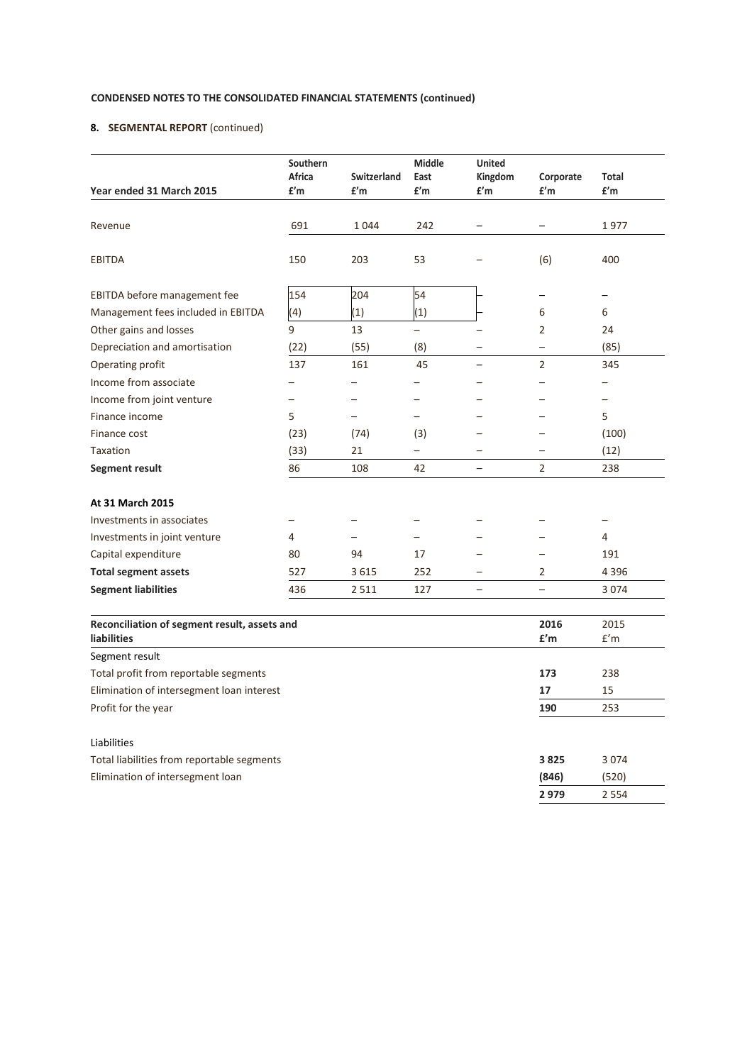**CONDENSED NOTES TO THE CONSOLIDATED FINANCIAL STATEMENTS (continued)**

**8. SEGMENTAL REPORT** (continued)

| Year ended 31 March 2015 | Southern Africa £'m | Switzerland £'m | Middle East £'m | United Kingdom £'m | Corporate £'m | Total £'m |
|---|---|---|---|---|---|---|
| Revenue | 691 | 1 044 | 242 | – | – | 1 977 |
| EBITDA | 150 | 203 | 53 | – | (6) | 400 |
| EBITDA before management fee | 154 | 204 | 54 | – | – | – |
| Management fees included in EBITDA | (4) | (1) | (1) | – | 6 | 6 |
| Other gains and losses | 9 | 13 | – | – | 2 | 24 |
| Depreciation and amortisation | (22) | (55) | (8) | – | – | (85) |
| Operating profit | 137 | 161 | 45 | – | 2 | 345 |
| Income from associate | – | – | – | – | – | – |
| Income from joint venture | – | – | – | – | – | – |
| Finance income | 5 | – | – | – | – | 5 |
| Finance cost | (23) | (74) | (3) | – | – | (100) |
| Taxation | (33) | 21 | – | – | – | (12) |
| **Segment result** | 86 | 108 | 42 | – | 2 | 238 |
| **At 31 March 2015** | | | | | | |
| Investments in associates | – | – | – | – | – | – |
| Investments in joint venture | 4 | – | – | – | – | 4 |
| Capital expenditure | 80 | 94 | 17 | – | – | 191 |
| **Total segment assets** | 527 | 3 615 | 252 | – | 2 | 4 396 |
| **Segment liabilities** | 436 | 2 511 | 127 | – | – | 3 074 |

| Reconciliation of segment result, assets and liabilities | 2016 £'m | 2015 £'m |
|---|---|---|
| Segment result | | |
| Total profit from reportable segments | **173** | 238 |
| Elimination of intersegment loan interest | **17** | 15 |
| Profit for the year | **190** | 253 |
| | | |
| Liabilities | | |
| Total liabilities from reportable segments | **3 825** | 3 074 |
| Elimination of intersegment loan | **(846)** | (520) |
| | **2 979** | 2 554 |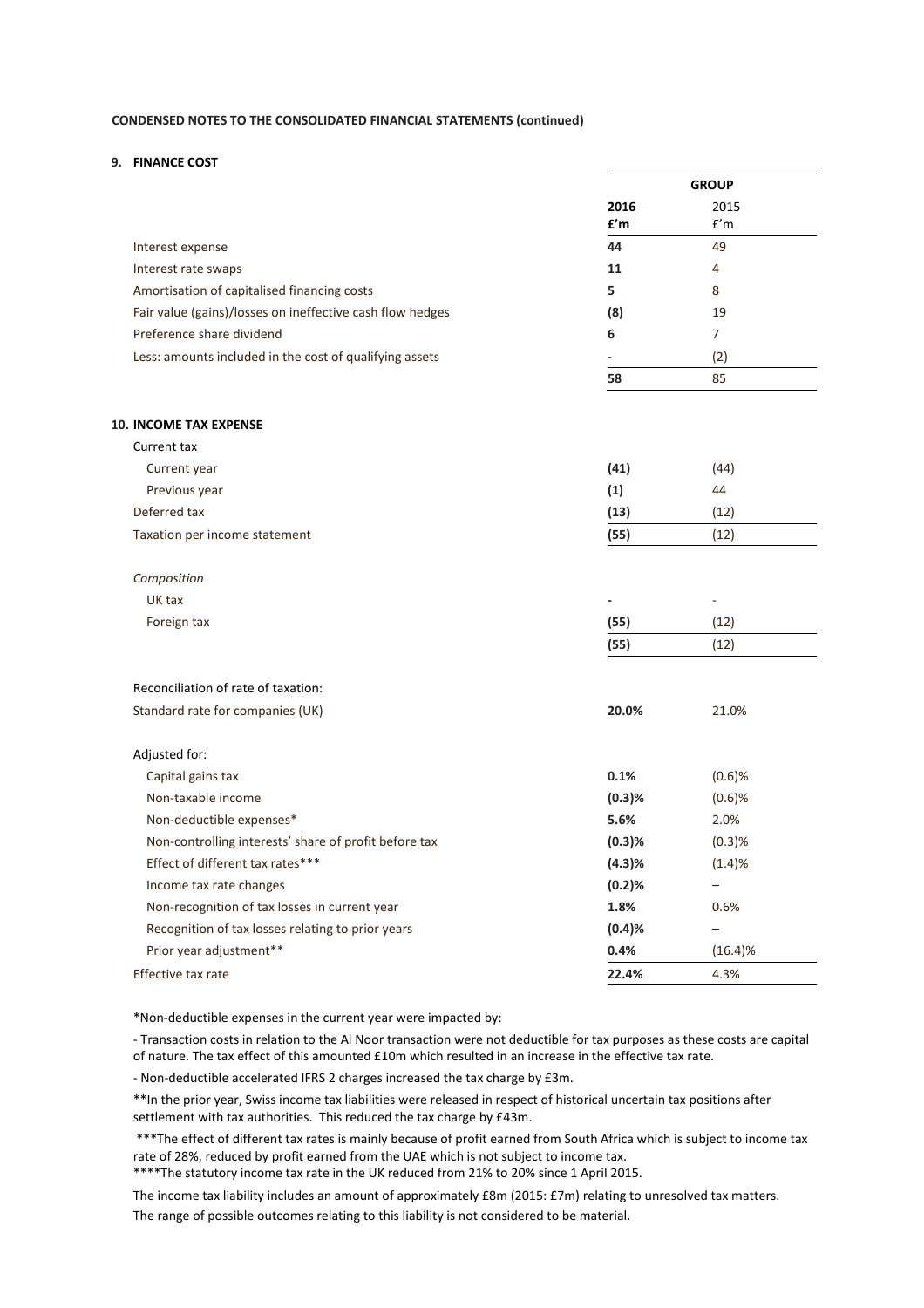**CONDENSED NOTES TO THE CONSOLIDATED FINANCIAL STATEMENTS (continued)**

**9. FINANCE COST**

| | GROUP | |
|---|---|---|
| | **2016 £'m** | 2015 £'m |
| Interest expense | **44** | 49 |
| Interest rate swaps | **11** | 4 |
| Amortisation of capitalised financing costs | **5** | 8 |
| Fair value (gains)/losses on ineffective cash flow hedges | **(8)** | 19 |
| Preference share dividend | **6** | 7 |
| Less: amounts included in the cost of qualifying assets | **-** | (2) |
| | **58** | 85 |

**10. INCOME TAX EXPENSE**

| | **2016 £'m** | 2015 £'m |
|---|---|---|
| Current tax | | |
| Current year | **(41)** | (44) |
| Previous year | **(1)** | 44 |
| Deferred tax | **(13)** | (12) |
| Taxation per income statement | **(55)** | (12) |
| *Composition* | | |
| UK tax | **-** | - |
| Foreign tax | **(55)** | (12) |
| | **(55)** | (12) |
| Reconciliation of rate of taxation: | | |
| Standard rate for companies (UK) | **20.0%** | 21.0% |
| Adjusted for: | | |
| Capital gains tax | **0.1%** | (0.6)% |
| Non-taxable income | **(0.3)%** | (0.6)% |
| Non-deductible expenses* | **5.6%** | 2.0% |
| Non-controlling interests' share of profit before tax | **(0.3)%** | (0.3)% |
| Effect of different tax rates*** | **(4.3)%** | (1.4)% |
| Income tax rate changes | **(0.2)%** | – |
| Non-recognition of tax losses in current year | **1.8%** | 0.6% |
| Recognition of tax losses relating to prior years | **(0.4)%** | – |
| Prior year adjustment** | **0.4%** | (16.4)% |
| Effective tax rate | **22.4%** | 4.3% |

*Non-deductible expenses in the current year were impacted by:

- Transaction costs in relation to the Al Noor transaction were not deductible for tax purposes as these costs are capital of nature. The tax effect of this amounted £10m which resulted in an increase in the effective tax rate.

- Non-deductible accelerated IFRS 2 charges increased the tax charge by £3m.

**In the prior year, Swiss income tax liabilities were released in respect of historical uncertain tax positions after settlement with tax authorities. This reduced the tax charge by £43m.

***The effect of different tax rates is mainly because of profit earned from South Africa which is subject to income tax rate of 28%, reduced by profit earned from the UAE which is not subject to income tax.

****The statutory income tax rate in the UK reduced from 21% to 20% since 1 April 2015.

The income tax liability includes an amount of approximately £8m (2015: £7m) relating to unresolved tax matters. The range of possible outcomes relating to this liability is not considered to be material.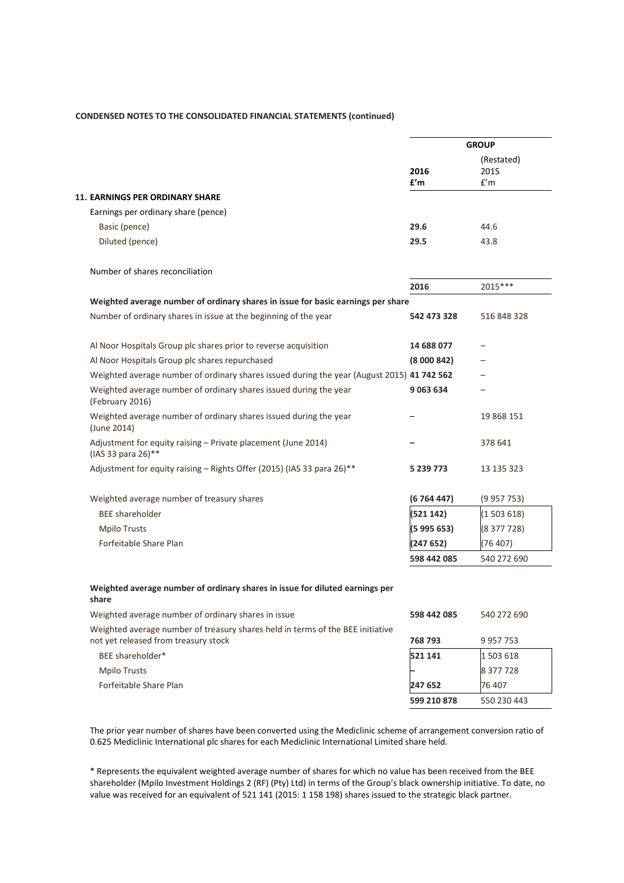**CONDENSED NOTES TO THE CONSOLIDATED FINANCIAL STATEMENTS (continued)**

| | GROUP | |
|---|---|---|
| | **2016** | (Restated) 2015 |
| | **£'m** | £'m |
| **11. EARNINGS PER ORDINARY SHARE** | | |
| Earnings per ordinary share (pence) | | |
| Basic (pence) | **29.6** | 44.6 |
| Diluted (pence) | **29.5** | 43.8 |

Number of shares reconciliation

| | 2016 | 2015*** |
|---|---|---|
| **Weighted average number of ordinary shares in issue for basic earnings per share** | | |
| Number of ordinary shares in issue at the beginning of the year | **542 473 328** | 516 848 328 |
| Al Noor Hospitals Group plc shares prior to reverse acquisition | **14 688 077** | – |
| Al Noor Hospitals Group plc shares repurchased | **(8 000 842)** | – |
| Weighted average number of ordinary shares issued during the year (August 2015) | **41 742 562** | – |
| Weighted average number of ordinary shares issued during the year (February 2016) | **9 063 634** | – |
| Weighted average number of ordinary shares issued during the year (June 2014) | – | 19 868 151 |
| Adjustment for equity raising – Private placement (June 2014) (IAS 33 para 26)** | **–** | 378 641 |
| Adjustment for equity raising – Rights Offer (2015) (IAS 33 para 26)** | **5 239 773** | 13 135 323 |
| Weighted average number of treasury shares | **(6 764 447)** | (9 957 753) |
| BEE shareholder | **(521 142)** | (1 503 618) |
| Mpilo Trusts | **(5 995 653)** | (8 377 728) |
| Forfeitable Share Plan | **(247 652)** | (76 407) |
| | **598 442 085** | 540 272 690 |
| **Weighted average number of ordinary shares in issue for diluted earnings per share** | | |
| Weighted average number of ordinary shares in issue | **598 442 085** | 540 272 690 |
| Weighted average number of treasury shares held in terms of the BEE initiative not yet released from treasury stock | **768 793** | 9 957 753 |
| BEE shareholder* | **521 141** | 1 503 618 |
| Mpilo Trusts | **–** | 8 377 728 |
| Forfeitable Share Plan | **247 652** | 76 407 |
| | **599 210 878** | 550 230 443 |

The prior year number of shares have been converted using the Mediclinic scheme of arrangement conversion ratio of 0.625 Mediclinic International plc shares for each Mediclinic International Limited share held.

* Represents the equivalent weighted average number of shares for which no value has been received from the BEE shareholder (Mpilo Investment Holdings 2 (RF) (Pty) Ltd) in terms of the Group's black ownership initiative. To date, no value was received for an equivalent of 521 141 (2015: 1 158 198) shares issued to the strategic black partner.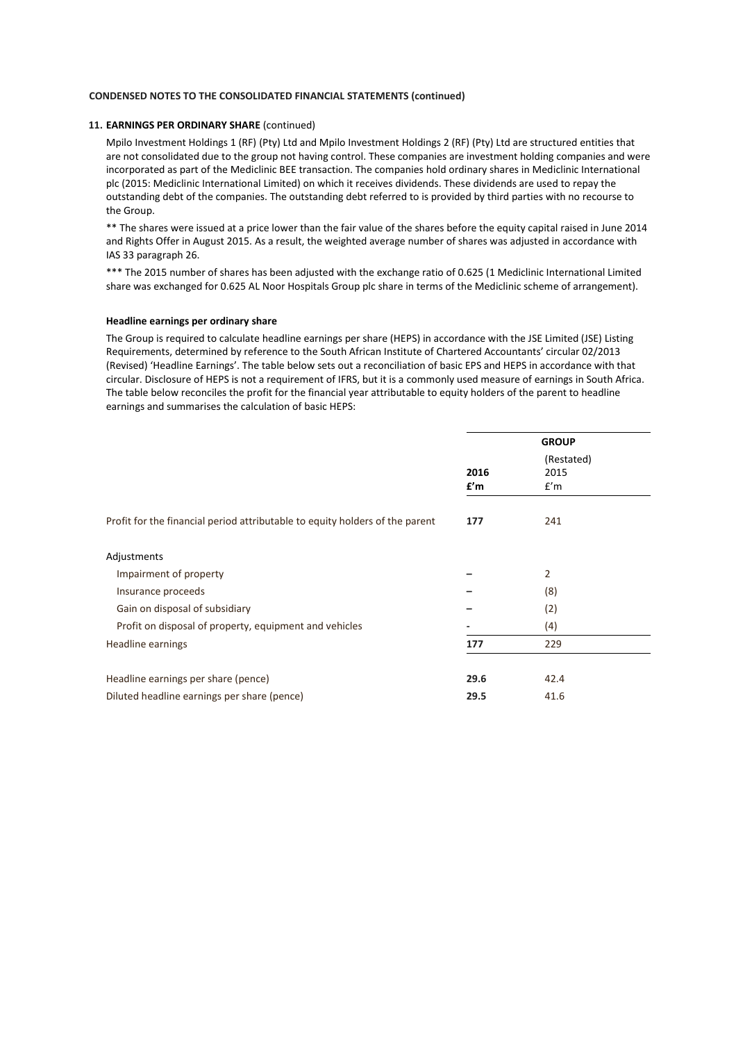**CONDENSED NOTES TO THE CONSOLIDATED FINANCIAL STATEMENTS (continued)**

**11. EARNINGS PER ORDINARY SHARE** (continued)

Mpilo Investment Holdings 1 (RF) (Pty) Ltd and Mpilo Investment Holdings 2 (RF) (Pty) Ltd are structured entities that are not consolidated due to the group not having control. These companies are investment holding companies and were incorporated as part of the Mediclinic BEE transaction. The companies hold ordinary shares in Mediclinic International plc (2015: Mediclinic International Limited) on which it receives dividends. These dividends are used to repay the outstanding debt of the companies. The outstanding debt referred to is provided by third parties with no recourse to the Group.

** The shares were issued at a price lower than the fair value of the shares before the equity capital raised in June 2014 and Rights Offer in August 2015. As a result, the weighted average number of shares was adjusted in accordance with IAS 33 paragraph 26.

*** The 2015 number of shares has been adjusted with the exchange ratio of 0.625 (1 Mediclinic International Limited share was exchanged for 0.625 AL Noor Hospitals Group plc share in terms of the Mediclinic scheme of arrangement).

**Headline earnings per ordinary share**

The Group is required to calculate headline earnings per share (HEPS) in accordance with the JSE Limited (JSE) Listing Requirements, determined by reference to the South African Institute of Chartered Accountants' circular 02/2013 (Revised) 'Headline Earnings'. The table below sets out a reconciliation of basic EPS and HEPS in accordance with that circular. Disclosure of HEPS is not a requirement of IFRS, but it is a commonly used measure of earnings in South Africa. The table below reconciles the profit for the financial year attributable to equity holders of the parent to headline earnings and summarises the calculation of basic HEPS:

| | **GROUP** | |
|---|---|---|
| | **2016** **£'m** | (Restated) 2015 £'m |
| Profit for the financial period attributable to equity holders of the parent | **177** | 241 |
| Adjustments | | |
| Impairment of property | **–** | 2 |
| Insurance proceeds | **–** | (8) |
| Gain on disposal of subsidiary | **–** | (2) |
| Profit on disposal of property, equipment and vehicles | **-** | (4) |
| Headline earnings | **177** | 229 |
| Headline earnings per share (pence) | **29.6** | 42.4 |
| Diluted headline earnings per share (pence) | **29.5** | 41.6 |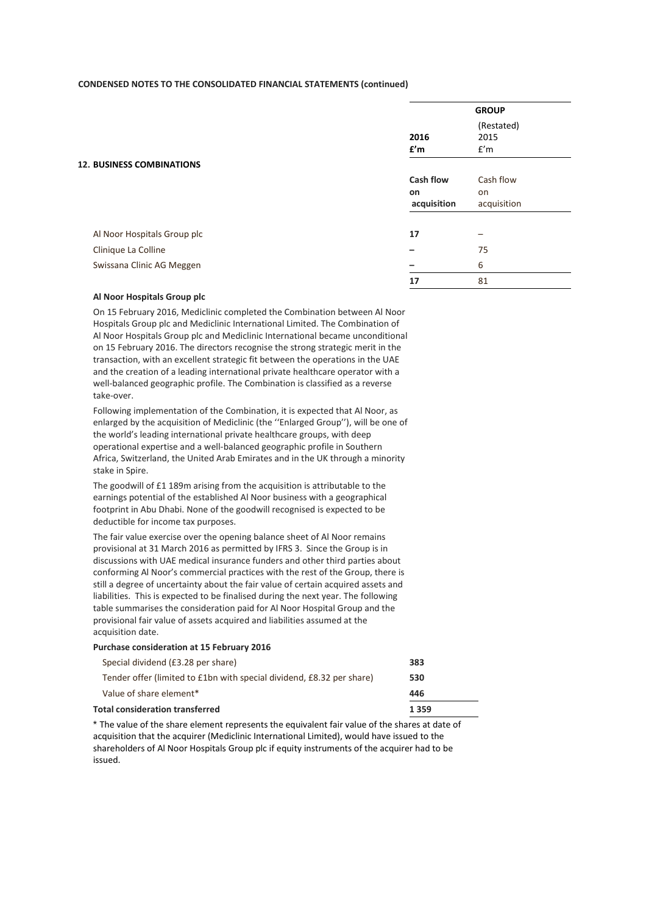**CONDENSED NOTES TO THE CONSOLIDATED FINANCIAL STATEMENTS (continued)**

## 12. BUSINESS COMBINATIONS

| | GROUP | |
|---|---|---|
| | **2016** | (Restated) 2015 |
| | **£'m** | £'m |
| | **Cash flow on acquisition** | Cash flow on acquisition |
| Al Noor Hospitals Group plc | **17** | – |
| Clinique La Colline | **–** | 75 |
| Swissana Clinic AG Meggen | **–** | 6 |
| | **17** | 81 |

**Al Noor Hospitals Group plc**

On 15 February 2016, Mediclinic completed the Combination between Al Noor Hospitals Group plc and Mediclinic International Limited. The Combination of Al Noor Hospitals Group plc and Mediclinic International became unconditional on 15 February 2016. The directors recognise the strong strategic merit in the transaction, with an excellent strategic fit between the operations in the UAE and the creation of a leading international private healthcare operator with a well-balanced geographic profile. The Combination is classified as a reverse take-over.

Following implementation of the Combination, it is expected that Al Noor, as enlarged by the acquisition of Mediclinic (the ''Enlarged Group''), will be one of the world's leading international private healthcare groups, with deep operational expertise and a well-balanced geographic profile in Southern Africa, Switzerland, the United Arab Emirates and in the UK through a minority stake in Spire.

The goodwill of £1 189m arising from the acquisition is attributable to the earnings potential of the established Al Noor business with a geographical footprint in Abu Dhabi. None of the goodwill recognised is expected to be deductible for income tax purposes.

The fair value exercise over the opening balance sheet of Al Noor remains provisional at 31 March 2016 as permitted by IFRS 3. Since the Group is in discussions with UAE medical insurance funders and other third parties about conforming Al Noor's commercial practices with the rest of the Group, there is still a degree of uncertainty about the fair value of certain acquired assets and liabilities. This is expected to be finalised during the next year. The following table summarises the consideration paid for Al Noor Hospital Group and the provisional fair value of assets acquired and liabilities assumed at the acquisition date.

**Purchase consideration at 15 February 2016**

| | |
|---|---|
| Special dividend (£3.28 per share) | **383** |
| Tender offer (limited to £1bn with special dividend, £8.32 per share) | **530** |
| Value of share element* | **446** |
| **Total consideration transferred** | **1 359** |

* The value of the share element represents the equivalent fair value of the shares at date of acquisition that the acquirer (Mediclinic International Limited), would have issued to the shareholders of Al Noor Hospitals Group plc if equity instruments of the acquirer had to be issued.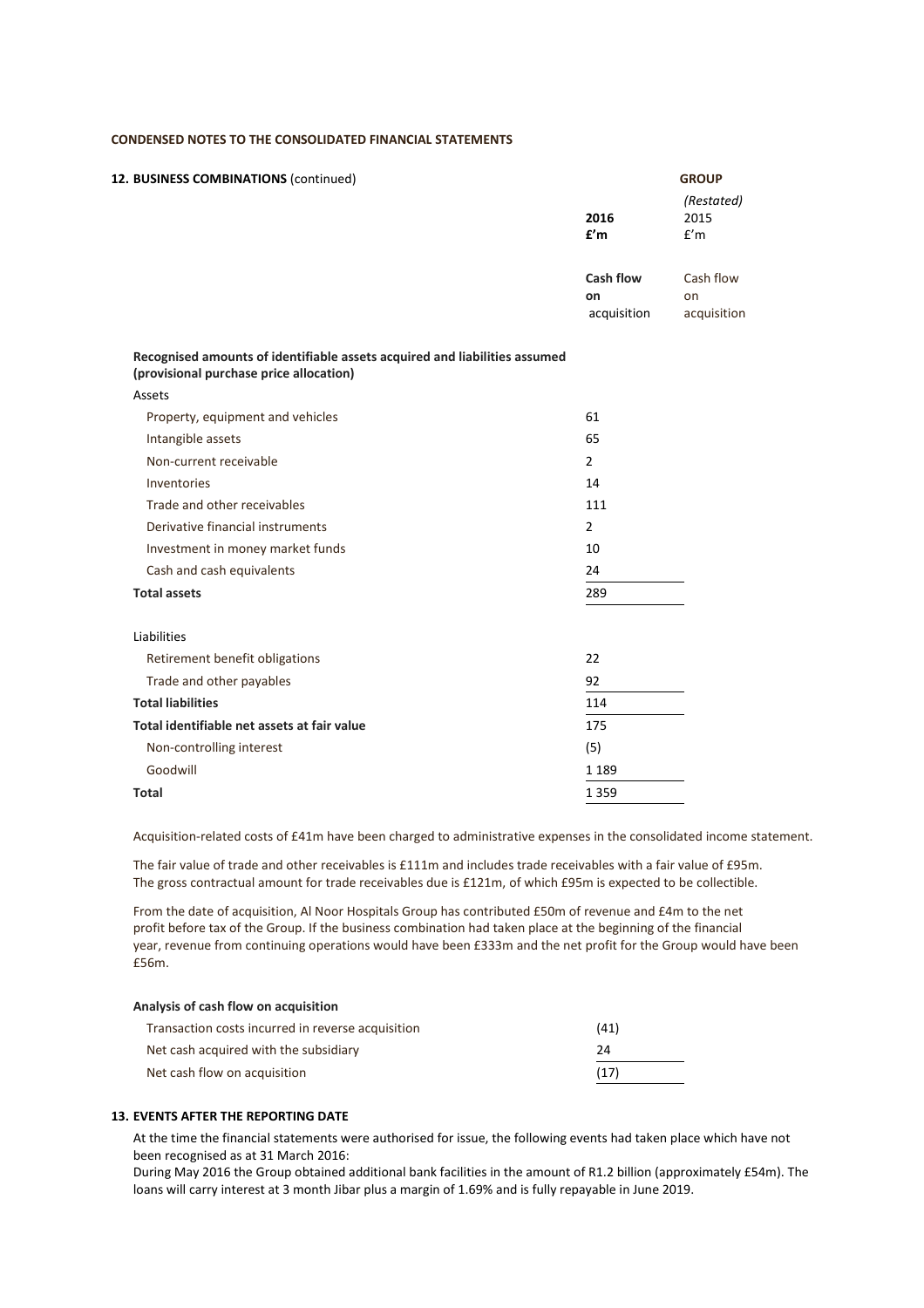**CONDENSED NOTES TO THE CONSOLIDATED FINANCIAL STATEMENTS**

**12. BUSINESS COMBINATIONS** (continued)

| | **GROUP** | |
|---|---|---|
| | **2016** | *(Restated)* 2015 |
| | **£'m** | £'m |
| | **Cash flow on acquisition** | Cash flow on acquisition |
| **Recognised amounts of identifiable assets acquired and liabilities assumed (provisional purchase price allocation)** | | |
| Assets | | |
| Property, equipment and vehicles | 61 | |
| Intangible assets | 65 | |
| Non-current receivable | 2 | |
| Inventories | 14 | |
| Trade and other receivables | 111 | |
| Derivative financial instruments | 2 | |
| Investment in money market funds | 10 | |
| Cash and cash equivalents | 24 | |
| **Total assets** | 289 | |
| Liabilities | | |
| Retirement benefit obligations | 22 | |
| Trade and other payables | 92 | |
| **Total liabilities** | 114 | |
| **Total identifiable net assets at fair value** | 175 | |
| Non-controlling interest | (5) | |
| Goodwill | 1 189 | |
| **Total** | 1 359 | |

Acquisition-related costs of £41m have been charged to administrative expenses in the consolidated income statement.

The fair value of trade and other receivables is £111m and includes trade receivables with a fair value of £95m. The gross contractual amount for trade receivables due is £121m, of which £95m is expected to be collectible.

From the date of acquisition, Al Noor Hospitals Group has contributed £50m of revenue and £4m to the net profit before tax of the Group. If the business combination had taken place at the beginning of the financial year, revenue from continuing operations would have been £333m and the net profit for the Group would have been £56m.

**Analysis of cash flow on acquisition**

| | |
|---|---|
| Transaction costs incurred in reverse acquisition | (41) |
| Net cash acquired with the subsidiary | 24 |
| Net cash flow on acquisition | (17) |

**13. EVENTS AFTER THE REPORTING DATE**

At the time the financial statements were authorised for issue, the following events had taken place which have not been recognised as at 31 March 2016:

During May 2016 the Group obtained additional bank facilities in the amount of R1.2 billion (approximately £54m). The loans will carry interest at 3 month Jibar plus a margin of 1.69% and is fully repayable in June 2019.